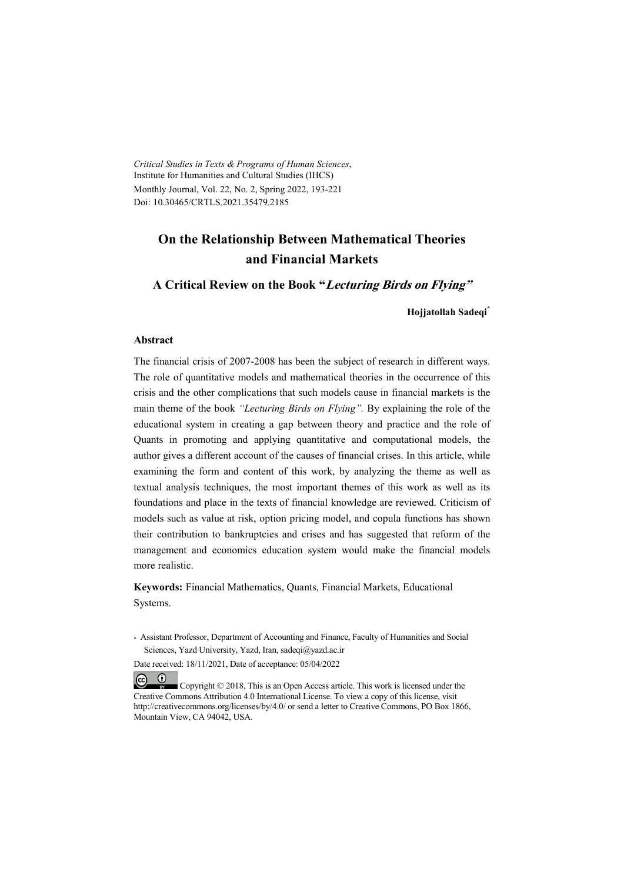*Critical Studies in Texts & Programs of Human Sciences*, Institute for Humanities and Cultural Studies (IHCS)
Monthly Journal, Vol. 22, No. 2, Spring 2022, 193-221
Doi: 10.30465/CRTLS.2021.35479.2185

# On the Relationship Between Mathematical Theories and Financial Markets

## A Critical Review on the Book "*Lecturing Birds on Flying*"

**Hojjatollah Sadeqi***

### Abstract

The financial crisis of 2007-2008 has been the subject of research in different ways. The role of quantitative models and mathematical theories in the occurrence of this crisis and the other complications that such models cause in financial markets is the main theme of the book *"Lecturing Birds on Flying".* By explaining the role of the educational system in creating a gap between theory and practice and the role of Quants in promoting and applying quantitative and computational models, the author gives a different account of the causes of financial crises. In this article, while examining the form and content of this work, by analyzing the theme as well as textual analysis techniques, the most important themes of this work as well as its foundations and place in the texts of financial knowledge are reviewed. Criticism of models such as value at risk, option pricing model, and copula functions has shown their contribution to bankruptcies and crises and has suggested that reform of the management and economics education system would make the financial models more realistic.

**Keywords:** Financial Mathematics, Quants, Financial Markets, Educational Systems.

\* Assistant Professor, Department of Accounting and Finance, Faculty of Humanities and Social Sciences, Yazd University, Yazd, Iran, sadeqi@yazd.ac.ir

Date received: 18/11/2021, Date of acceptance: 05/04/2022

Copyright © 2018, This is an Open Access article. This work is licensed under the Creative Commons Attribution 4.0 International License. To view a copy of this license, visit http://creativecommons.org/licenses/by/4.0/ or send a letter to Creative Commons, PO Box 1866, Mountain View, CA 94042, USA.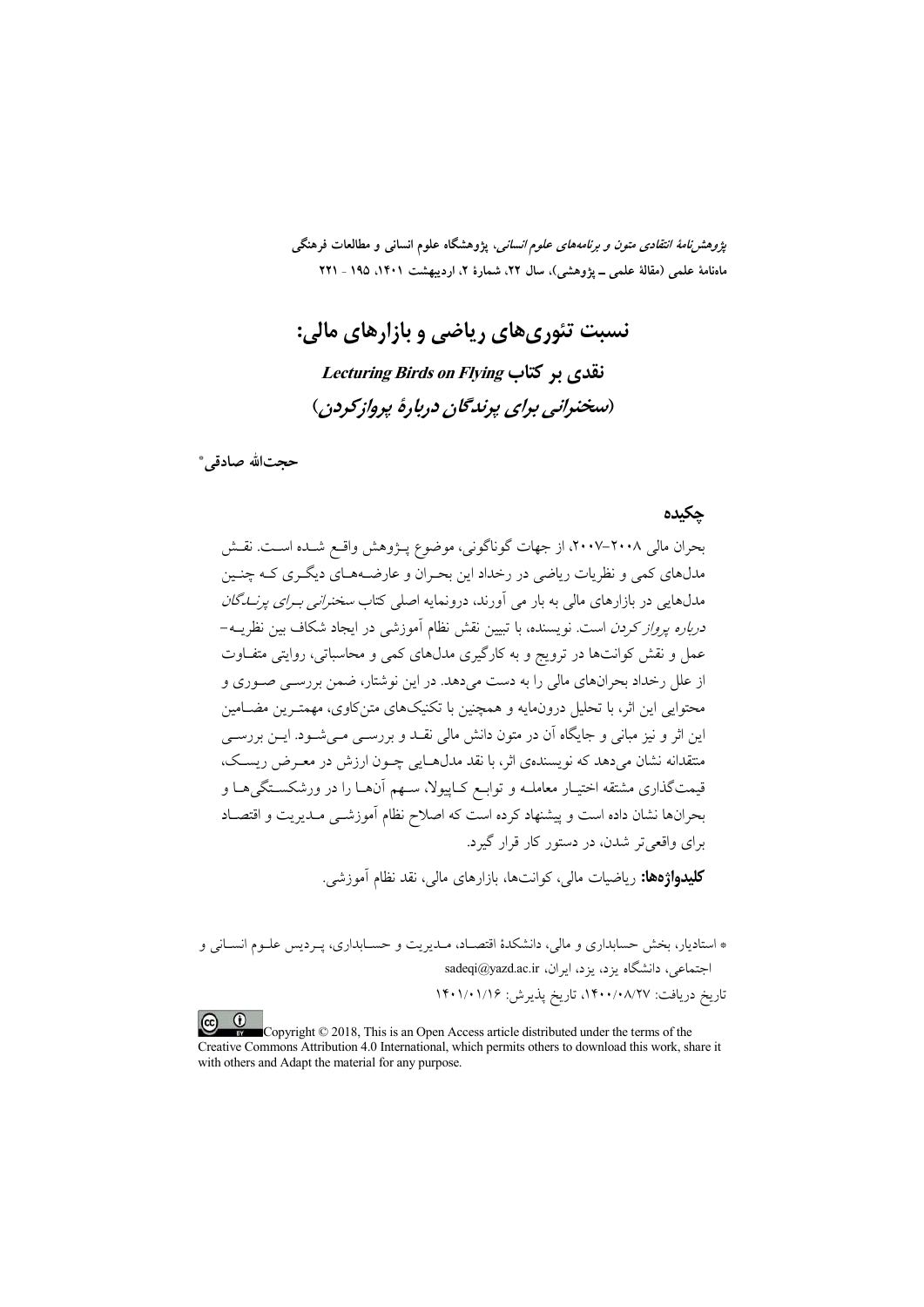# نسبت تئوری‌های ریاضی و بازارهای مالی:

## نقدی بر کتاب *Lecturing Birds on Flying*

## (*سخنرانی برای پرندگان دربارهٔ پروازکردن*)

**حجت‌الله صادقی***

### چکیده

بحران مالی ۲۰۰۸-۲۰۰۷، از جهات گوناگونی، موضوع پژوهش واقع شده است. نقش مدل‌های کمی و نظریات ریاضی در رخداد این بحران و عارضه‌های دیگری که چنین مدل‌هایی در بازارهای مالی به بار می آورند، درونمایه اصلی کتاب *سخنرانی برای پرندگان درباره پرواز کردن* است. نویسنده، با تبیین نقش نظام آموزشی در ایجاد شکاف بین نظریه-عمل و نقش کوانت‌ها در ترویج و به کارگیری مدل‌های کمی و محاسباتی، روایتی متفاوت از علل رخداد بحران‌های مالی را به دست می‌دهد. در این نوشتار، ضمن بررسی صوری و محتوایی این اثر، با تحلیل درون‌مایه و همچنین با تکنیک‌های متن‌کاوی، مهمترین مضامین این اثر و نیز مبانی و جایگاه آن در متون دانش مالی نقد و بررسی می‌شود. این بررسی منتقدانه نشان می‌دهد که نویسنده‌ی اثر، با نقد مدل‌هایی چون ارزش در معرض ریسک، قیمت‌گذاری مشتقه اختیار معامله و توابع کاپیولا، سهم آن‌ها را در ورشکستگی‌ها و بحران‌ها نشان داده است و پیشنهاد کرده است که اصلاح نظام آموزشی مدیریت و اقتصاد برای واقعی‌تر شدن، در دستور کار قرار گیرد.

**کلیدواژه‌ها:** ریاضیات مالی، کوانت‌ها، بازارهای مالی، نقد نظام آموزشی.

---

* استادیار، بخش حسابداری و مالی، دانشکدهٔ اقتصاد، مدیریت و حسابداری، پردیس علوم انسانی و اجتماعی، دانشگاه یزد، یزد، ایران، sadeqi@yazd.ac.ir

تاریخ دریافت: ۱۴۰۰/۰۸/۲۷، تاریخ پذیرش: ۱۴۰۱/۰۱/۱۶

Copyright © 2018, This is an Open Access article distributed under the terms of the Creative Commons Attribution 4.0 International, which permits others to download this work, share it with others and Adapt the material for any purpose.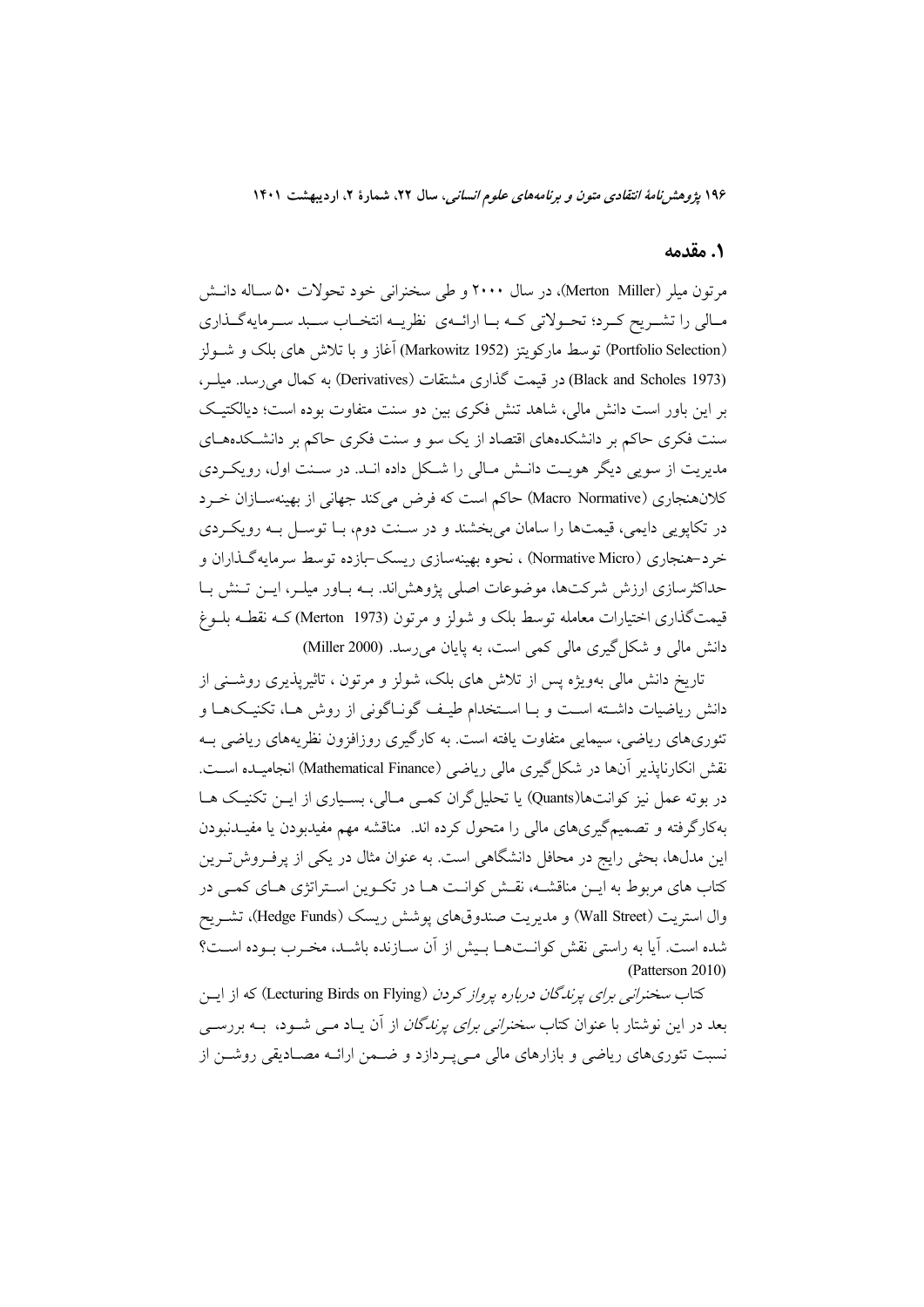## ۱. مقدمه

مرتون میلر (Merton Miller)، در سال ۲۰۰۰ و طی سخنرانی خود تحولات ۵۰ ساله دانش مالی را تشریح کرد؛ تحولاتی که با ارائه‌ی نظریه انتخاب سبد سرمایه‌گذاری (Portfolio Selection) توسط مارکویتز (Markowitz 1952) آغاز و با تلاش های بلک و شولز (Black and Scholes 1973) در قیمت گذاری مشتقات (Derivatives) به کمال می‌رسد. میلر، بر این باور است دانش مالی، شاهد تنش فکری بین دو سنت متفاوت بوده است؛ دیالکتیک سنت فکری حاکم بر دانشکده‌های اقتصاد از یک سو و سنت فکری حاکم بر دانشکده‌های مدیریت از سویی دیگر هویت دانش مالی را شکل داده اند. در سنت اول، رویکردی کلان‌هنجاری (Macro Normative) حاکم است که فرض می‌کند جهانی از بهینه‌سازان خرد در تکاپویی دایمی، قیمت‌ها را سامان می‌بخشند و در سنت دوم، با توسل به رویکردی خرد–هنجاری (Normative Micro) ، نحوه بهینه‌سازی ریسک–بازده توسط سرمایه‌گذاران و حداکثرسازی ارزش شرکت‌ها، موضوعات اصلی پژوهش‌اند. به باور میلر، این تنش با قیمت‌گذاری اختیارات معامله توسط بلک و شولز و مرتون (Merton 1973) که نقطه بلوغ دانش مالی و شکل‌گیری مالی کمی است، به پایان می‌رسد. (Miller 2000)

تاریخ دانش مالی به‌ویژه پس از تلاش های بلک، شولز و مرتون ، تاثیرپذیری روشنی از دانش ریاضیات داشته است و با استخدام طیف گوناگونی از روش ها، تکنیک‌ها و تئوری‌های ریاضی، سیمایی متفاوت یافته است. به کارگیری روزافزون نظریه‌های ریاضی به نقش انکارناپذیر آن‌ها در شکل‌گیری مالی ریاضی (Mathematical Finance) انجامیده است. در بوته عمل نیز کوانت‌ها(Quants) یا تحلیل‌گران کمی مالی، بسیاری از این تکنیک ها به‌کارگرفته و تصمیم‌گیری‌های مالی را متحول کرده اند. مناقشه مهم مفیدبودن یا مفیدنبودن این مدل‌ها، بحثی رایج در محافل دانشگاهی است. به عنوان مثال در یکی از پرفروش‌ترین کتاب های مربوط به این مناقشه، نقش کوانت ها در تکوین استراتژی های کمی در وال استریت (Wall Street) و مدیریت صندوق‌های پوشش ریسک (Hedge Funds)، تشریح شده است. آیا به راستی نقش کوانت‌ها بیش از آن سازنده باشد، مخرب بوده است؟ (Patterson 2010)

کتاب *سخنرانی برای پرندگان درباره پرواز کردن* (Lecturing Birds on Flying) که از این بعد در این نوشتار با عنوان کتاب *سخنرانی برای پرندگان* از آن یاد می شود، به بررسی نسبت تئوری‌های ریاضی و بازارهای مالی می‌پردازد و ضمن ارائه مصادیقی روشن از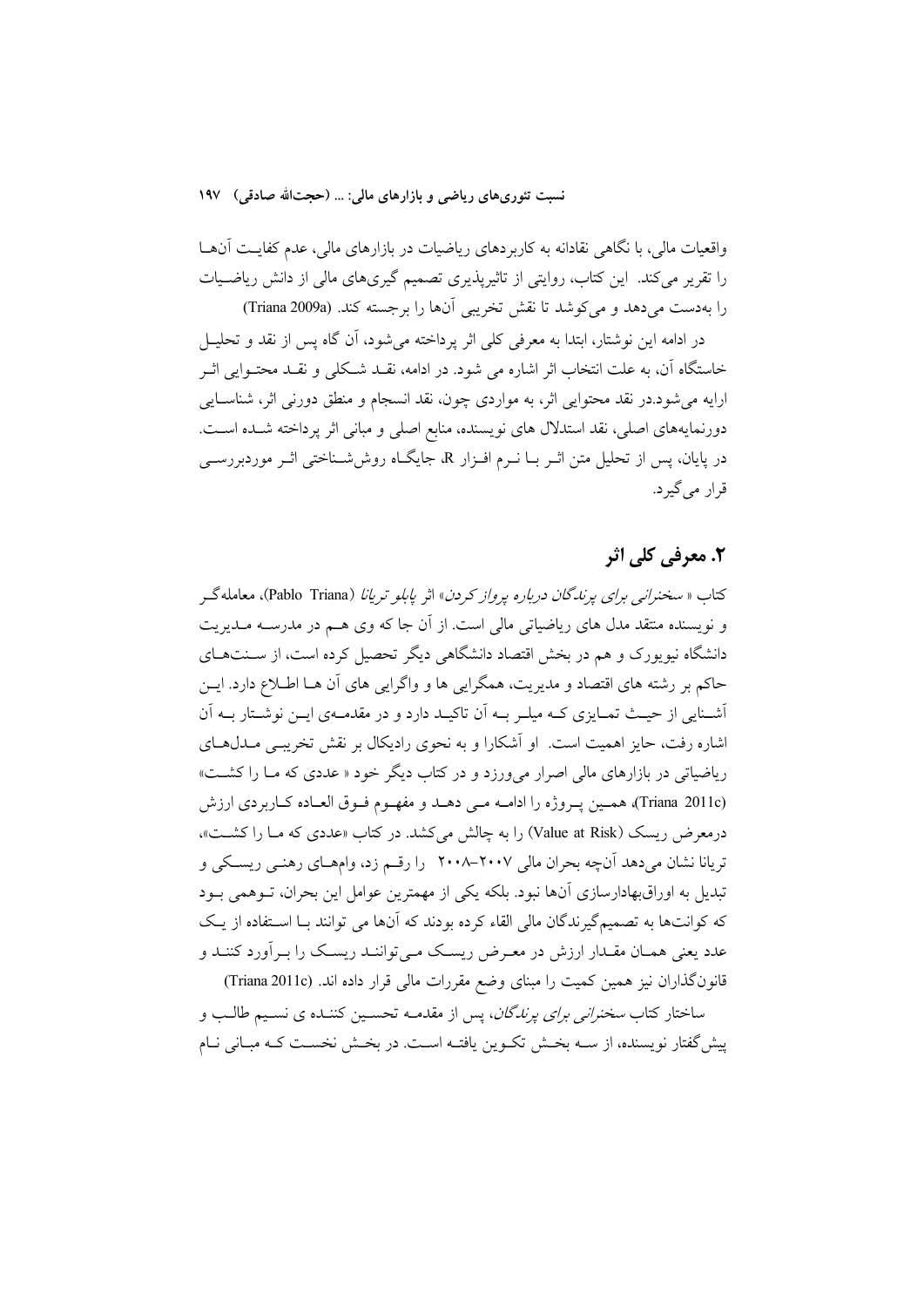واقعیات مالی، با نگاهی نقادانه به کاربردهای ریاضیات در بازارهای مالی، عدم کفایت آن‌ها را تقریر می‌کند. این کتاب، روایتی از تاثیرپذیری تصمیم گیری‌های مالی از دانش ریاضیات را به‌دست می‌دهد و می‌کوشد تا نقش تخریبی آن‌ها را برجسته کند. (Triana 2009a)

در ادامه این نوشتار، ابتدا به معرفی کلی اثر پرداخته می‌شود، آن گاه پس از نقد و تحلیل خاستگاه آن، به علت انتخاب اثر اشاره می شود. در ادامه، نقد شکلی و نقد محتوایی اثر ارایه می‌شود.در نقد محتوایی اثر، به مواردی چون، نقد انسجام و منطق دورنی اثر، شناسایی دورنمایه‌های اصلی، نقد استدلال های نویسنده، منابع اصلی و مبانی اثر پرداخته شده است. در پایان، پس از تحلیل متن اثر با نرم افزار R، جایگاه روش‌شناختی اثر موردبررسی قرار می‌گیرد.

## ۲. معرفی کلی اثر

کتاب « *سخنرانی برای پرندگان درباره پرواز کردن*» اثر *پابلو تریانا* (Pablo Triana)، معامله‌گر و نویسنده منتقد مدل های ریاضیاتی مالی است. از آن جا که وی هم در مدرسه مدیریت دانشگاه نیویورک و هم در بخش اقتصاد دانشگاهی دیگر تحصیل کرده است، از سنت‌های حاکم بر رشته های اقتصاد و مدیریت، همگرایی ها و واگرایی های آن ها اطلاع دارد. این آشنایی از حیث تمایزی که میلر به آن تاکید دارد و در مقدمه‌ی این نوشتار به آن اشاره رفت، حایز اهمیت است. او آشکارا و به نحوی رادیکال بر نقش تخریبی مدل‌های ریاضیاتی در بازارهای مالی اصرار می‌ورزد و در کتاب دیگر خود « عددی که ما را کشت» (Triana 2011c)، همین پروژه را ادامه می دهد و مفهوم فوق العاده کاربردی ارزش درمعرض ریسک (Value at Risk) را به چالش می‌کشد. در کتاب «عددی که ما را کشت»، تریانا نشان می‌دهد آن‌چه بحران مالی ۲۰۰۷–۲۰۰۸ را رقم زد، وام‌های رهنی ریسکی و تبدیل به اوراق‌بهادارسازی آن‌ها نبود. بلکه یکی از مهمترین عوامل این بحران، توهمی بود که کوانت‌ها به تصمیم‌گیرندگان مالی القاء کرده بودند که آن‌ها می توانند با استفاده از یک عدد یعنی همان مقدار ارزش در معرض ریسک می‌توانند ریسک را برآورد کنند و قانون‌گذاران نیز همین کمیت را مبنای وضع مقررات مالی قرار داده اند. (Triana 2011c)

ساختار کتاب *سخنرانی برای پرندگان*، پس از مقدمه تحسین کننده ی نسیم طالب و پیش‌گفتار نویسنده، از سه بخش تکوین یافته است. در بخش نخست که مبانی نام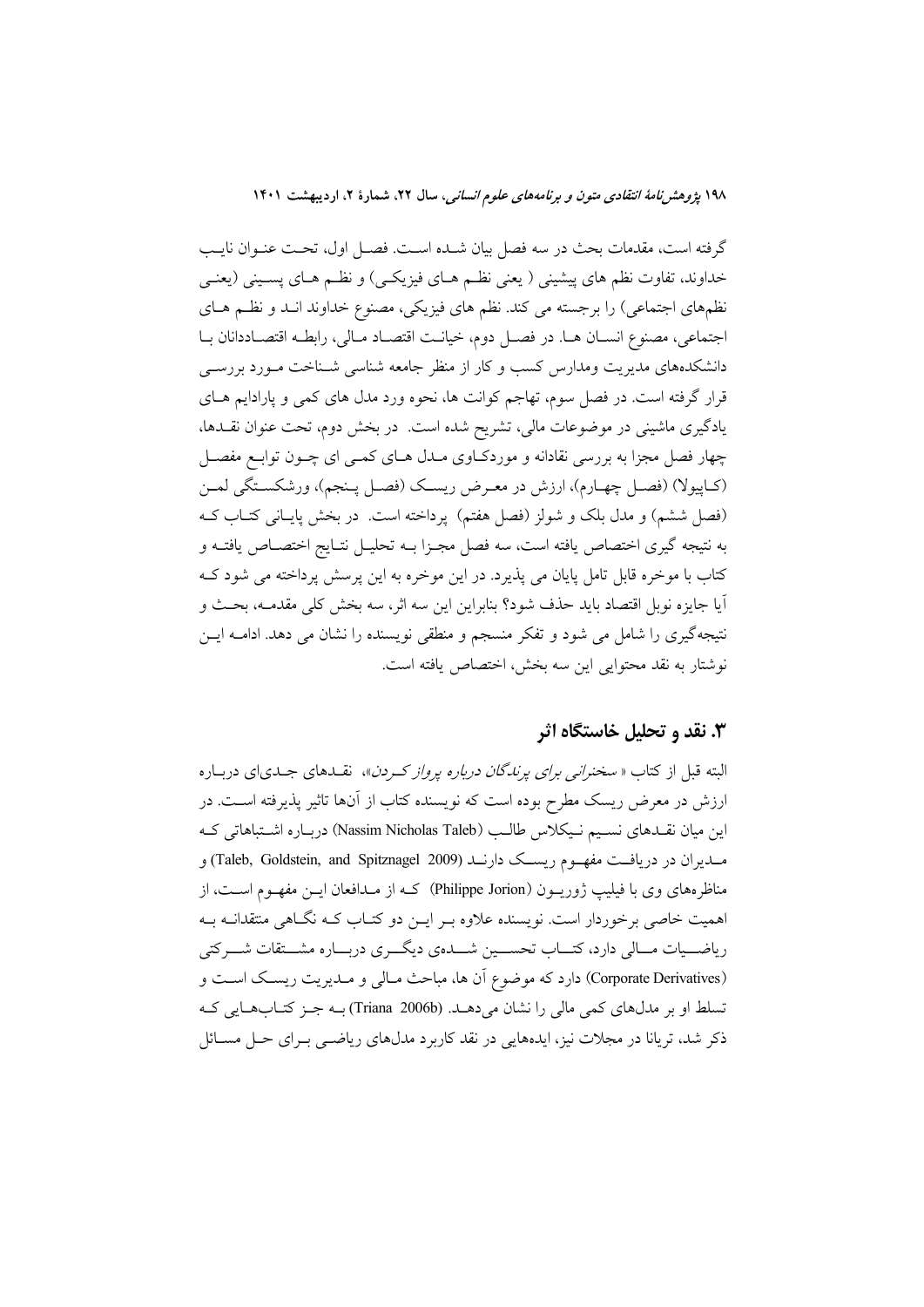گرفته است، مقدمات بحث در سه فصل بیان شده است. فصل اول، تحت عنوان نایب خداوند، تفاوت نظم های پیشینی ( یعنی نظم های فیزیکی) و نظم های پسینی (یعنی نظم‌های اجتماعی) را برجسته می کند. نظم های فیزیکی، مصنوع خداوند اند و نظم های اجتماعی، مصنوع انسان ها. در فصل دوم، خیانت اقتصاد مالی، رابطه اقتصاددانان با دانشکده‌های مدیریت ومدارس کسب و کار از منظر جامعه شناسی شناخت مورد بررسی قرار گرفته است. در فصل سوم، تهاجم کوانت ها، نحوه ورد مدل های کمی و پارادایم های یادگیری ماشینی در موضوعات مالی، تشریح شده است. در بخش دوم، تحت عنوان نقدها، چهار فصل مجزا به بررسی نقادانه و موردکاوی مدل های کمی ای چون توابع مفصل (کاپیولا) (فصل چهارم)، ارزش در معرض ریسک (فصل پنجم)، ورشکستگی لمن (فصل ششم) و مدل بلک و شولز (فصل هفتم) پرداخته است. در بخش پایانی کتاب که به نتیجه گیری اختصاص یافته است، سه فصل مجزا به تحلیل نتایج اختصاص یافته و کتاب با موخره قابل تامل پایان می پذیرد. در این موخره به این پرسش پرداخته می شود که آیا جایزه نوبل اقتصاد باید حذف شود؟ بنابراین این سه اثر، سه بخش کلی مقدمه، بحث و نتیجه‌گیری را شامل می شود و تفکر منسجم و منطقی نویسنده را نشان می دهد. ادامه این نوشتار به نقد محتوایی این سه بخش، اختصاص یافته است.

## ۳. نقد و تحلیل خاستگاه اثر

البته قبل از کتاب « *سخنرانی برای پرندگان درباره پرواز کردن*»، نقدهای جدی‌ای درباره ارزش در معرض ریسک مطرح بوده است که نویسنده کتاب از آن‌ها تاثیر پذیرفته است. در این میان نقدهای نسیم نیکلاس طالب (Nassim Nicholas Taleb) درباره اشتباهاتی که مدیران در دریافت مفهوم ریسک دارند (Taleb, Goldstein, and Spitznagel 2009) و مناظره‌های وی با فیلیپ ژوریون (Philippe Jorion) که از مدافعان این مفهوم است، از اهمیت خاصی برخوردار است. نویسنده علاوه بر این دو کتاب که نگاهی منتقدانه به ریاضیات مالی دارد، کتاب تحسین شده‌ی دیگری درباره مشتقات شرکتی (Corporate Derivatives) دارد که موضوع آن ها، مباحث مالی و مدیریت ریسک است و تسلط او بر مدل‌های کمی مالی را نشان می‌دهد. (Triana 2006b) به جز کتاب‌هایی که ذکر شد، تریانا در مجلات نیز، ایده‌هایی در نقد کاربرد مدل‌های ریاضی برای حل مسائل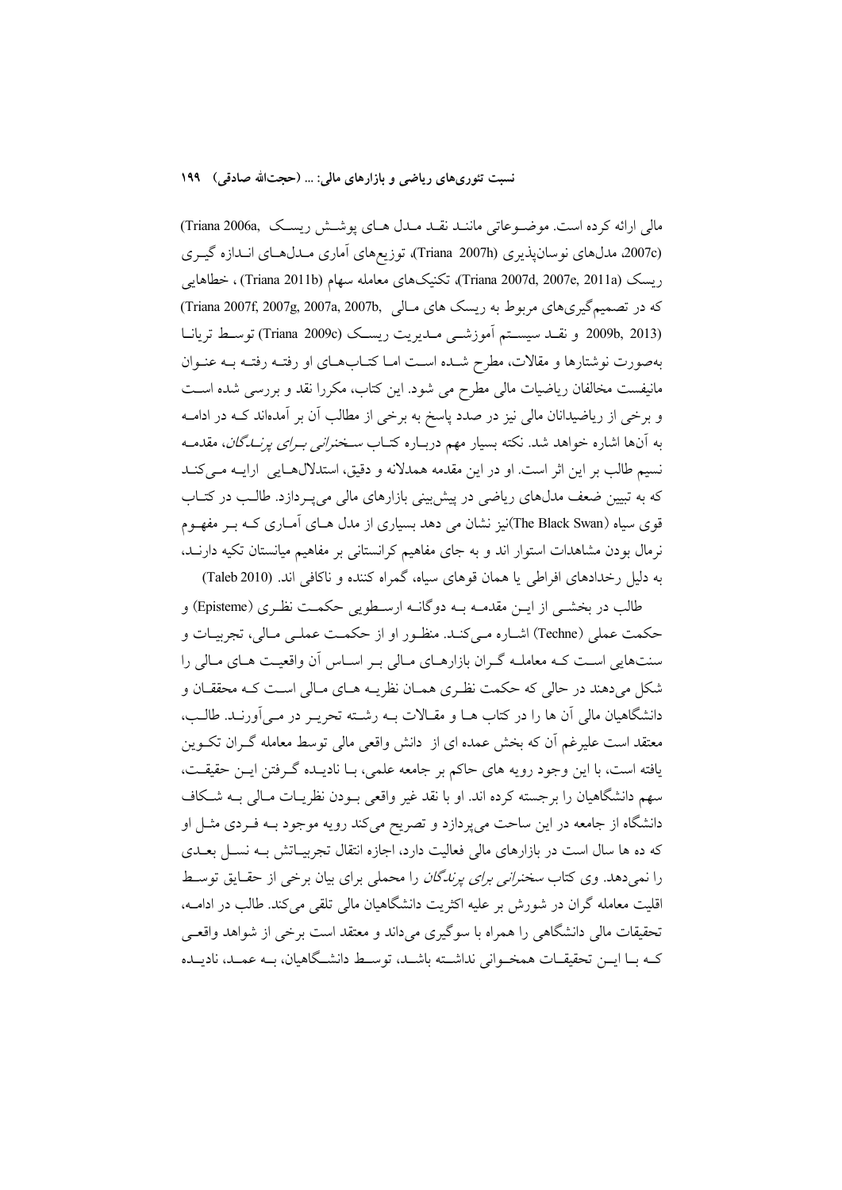مالی ارائه کرده است. موضوعاتی مانند نقد مدل های پوشش ریسک (Triana 2006a, 2007c)، مدل‌های نوسان‌پذیری (Triana 2007h)، توزیع‌های آماری مدل‌های اندازه گیری ریسک (Triana 2007d, 2007e, 2011a)، تکنیک‌های معامله سهام (Triana 2011b) ، خطاهایی که در تصمیم‌گیری‌های مربوط به ریسک های مالی (Triana 2007f, 2007g, 2007a, 2007b, 2009b, 2013) و نقد سیستم آموزشی مدیریت ریسک (Triana 2009c) توسط تریانا به‌صورت نوشتارها و مقالات، مطرح شده است اما کتاب‌های او رفته رفته به عنوان مانیفست مخالفان ریاضیات مالی مطرح می شود. این کتاب، مکررا نقد و بررسی شده است و برخی از ریاضیدانان مالی نیز در صدد پاسخ به برخی از مطالب آن بر آمده‌اند که در ادامه به آن‌ها اشاره خواهد شد. نکته بسیار مهم درباره کتاب *سخنرانی برای پرندگان*، مقدمه نسیم طالب بر این اثر است. او در این مقدمه همدلانه و دقیق، استدلال‌هایی ارایه می‌کند که به تبیین ضعف مدل‌های ریاضی در پیش‌بینی بازارهای مالی می‌پردازد. طالب در کتاب قوی سیاه (The Black Swan)نیز نشان می دهد بسیاری از مدل های آماری که بر مفهوم نرمال بودن مشاهدات استوار اند و به جای مفاهیم کرانستانی بر مفاهیم میانستان تکیه دارند، به دلیل رخدادهای افراطی یا همان قوهای سیاه، گمراه کننده و ناکافی اند. (Taleb 2010)

طالب در بخشی از این مقدمه به دوگانه ارسطویی حکمت نظری (Episteme) و حکمت عملی (Techne) اشاره می‌کند. منظور او از حکمت عملی مالی، تجربیات و سنت‌هایی است که معامله گران بازارهای مالی بر اساس آن واقعیت های مالی را شکل می‌دهند در حالی که حکمت نظری همان نظریه های مالی است که محققان و دانشگاهیان مالی آن ها را در کتاب ها و مقالات به رشته تحریر در می‌آورند. طالب، معتقد است علیرغم آن که بخش عمده ای از دانش واقعی مالی توسط معامله گران تکوین یافته است، با این وجود رویه های حاکم بر جامعه علمی، با نادیده گرفتن این حقیقت، سهم دانشگاهیان را برجسته کرده اند. او با نقد غیر واقعی بودن نظریات مالی به شکاف دانشگاه از جامعه در این ساحت می‌پردازد و تصریح می‌کند رویه موجود به فردی مثل او که ده ها سال است در بازارهای مالی فعالیت دارد، اجازه انتقال تجربیاتش به نسل بعدی را نمی‌دهد. وی کتاب *سخنرانی برای پرندگان* را محملی برای بیان برخی از حقایق توسط اقلیت معامله گران در شورش بر علیه اکثریت دانشگاهیان مالی تلقی می‌کند. طالب در ادامه، تحقیقات مالی دانشگاهی را همراه با سوگیری می‌داند و معتقد است برخی از شواهد واقعی که با این تحقیقات همخوانی نداشته باشد، توسط دانشگاهیان، به عمد، نادیده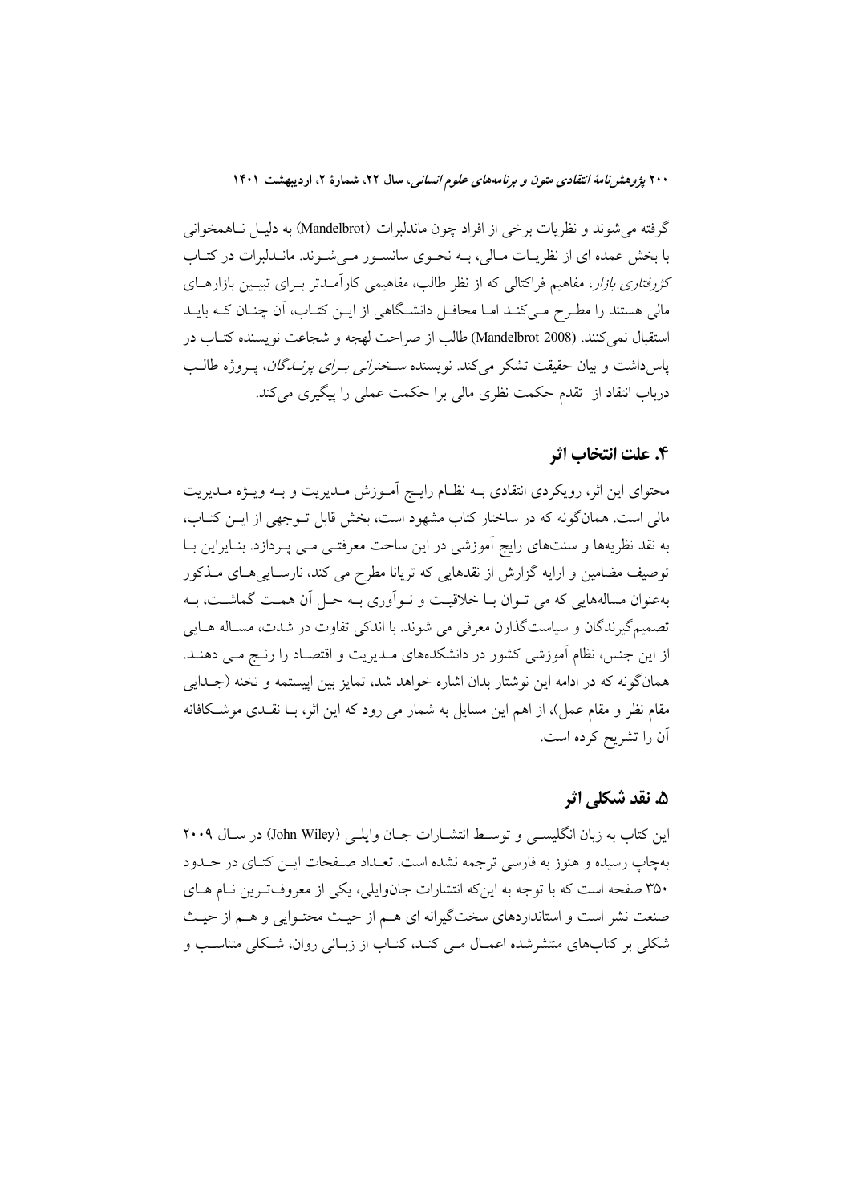گرفته می‌شوند و نظریات برخی از افراد چون ماندلبرات (Mandelbrot) به دلیل ناهمخوانی با بخش عمده ای از نظریات مالی، به نحوی سانسور می‌شوند. ماندلبرات در کتاب *کژرفتاری بازار*، مفاهیم فراکتالی که از نظر طالب، مفاهیمی کارآمدتر برای تبیین بازارهای مالی هستند را مطرح می‌کند اما محافل دانشگاهی از این کتاب، آن چنان که باید استقبال نمی‌کنند. (Mandelbrot 2008) طالب از صراحت لهجه و شجاعت نویسنده کتاب در پاس‌داشت و بیان حقیقت تشکر می‌کند. نویسنده *سخنرانی برای پزشکان*، پروژه طالب درباب انتقاد از تقدم حکمت نظری مالی برا حکمت عملی را پیگیری می‌کند.

## ۴. علت انتخاب اثر

محتوای این اثر، رویکردی انتقادی به نظام رایج آموزش مدیریت و به ویژه مدیریت مالی است. همان‌گونه که در ساختار کتاب مشهود است، بخش قابل توجهی از این کتاب، به نقد نظریه‌ها و سنت‌های رایج آموزشی در این ساحت معرفتی می پردازد. بنابراین با توصیف مضامین و ارایه گزارش از نقدهایی که تریانا مطرح می کند، نارسایی‌های مذکور به‌عنوان مساله‌هایی که می توان با خلاقیت و نوآوری به حل آن همت گماشت، به تصمیم‌گیرندگان و سیاست‌گذارن معرفی می شوند. با اندکی تفاوت در شدت، مساله هایی از این جنس، نظام آموزشی کشور در دانشکده‌های مدیریت و اقتصاد را رنج می دهند. همان‌گونه که در ادامه این نوشتار بدان اشاره خواهد شد، تمایز بین اپیستمه و تخنه (جدایی مقام نظر و مقام عمل)، از اهم این مسایل به شمار می رود که این اثر، با نقدی موشکافانه آن را تشریح کرده است.

## ۵. نقد شکلی اثر

این کتاب به زبان انگلیسی و توسط انتشارات جان وایلی (John Wiley) در سال ۲۰۰۹ به‌چاپ رسیده و هنوز به فارسی ترجمه نشده است. تعداد صفحات این کتای در حدود ۳۵۰ صفحه است که با توجه به این‌که انتشارات جان‌وایلی، یکی از معروف‌ترین نام های صنعت نشر است و استانداردهای سخت‌گیرانه ای هم از حیث محتوایی و هم از حیث شکلی بر کتاب‌های منتشرشده اعمال می کند، کتاب از زبانی روان، شکلی متناسب و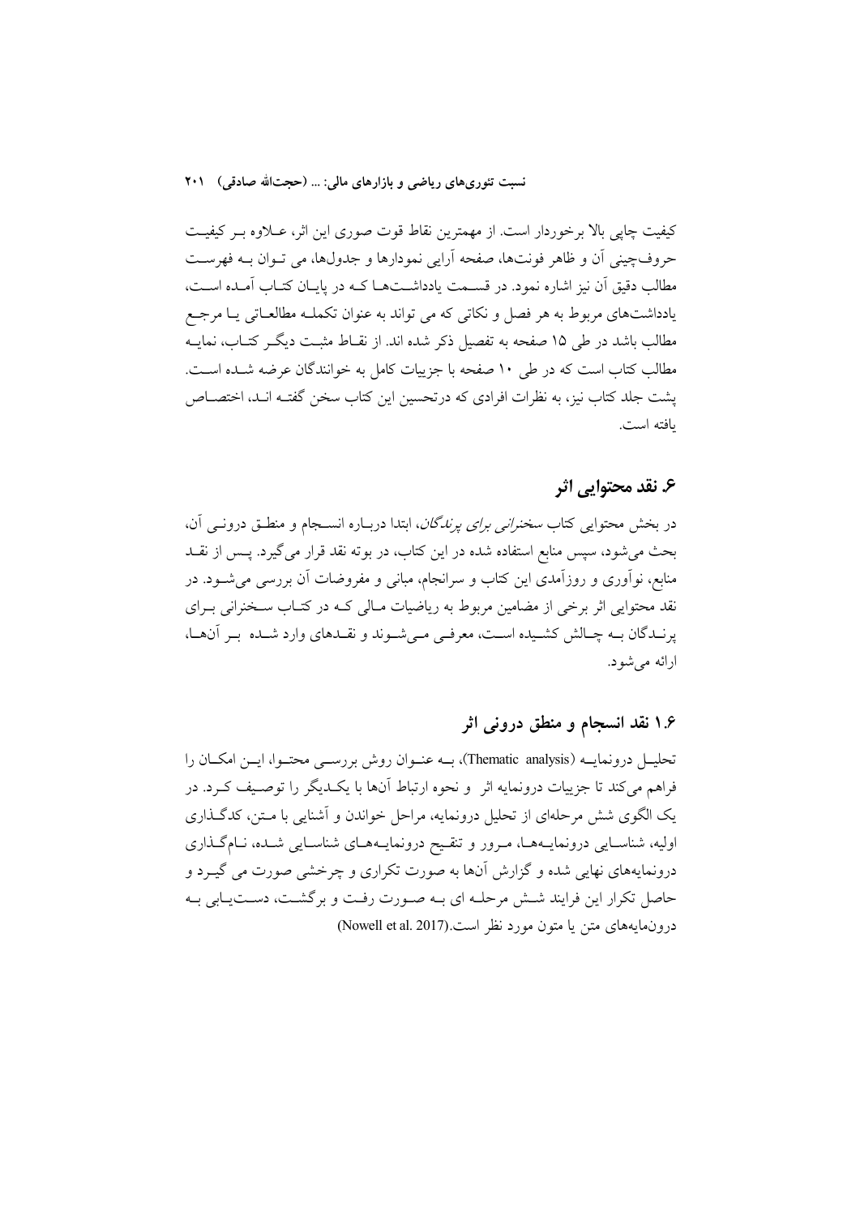کیفیت چاپی بالا برخوردار است. از مهمترین نقاط قوت صوری این اثر، عـلاوه بـر کیفیـت حروف‌چینی آن و ظاهر فونت‌ها، صفحه آرایی نمودارها و جدول‌ها، می تـوان بـه فهرسـت مطالب دقیق آن نیز اشاره نمود. در قسـمت یادداشـت‌هـا کـه در پایـان کتـاب آمـده اسـت، یادداشت‌های مربوط به هر فصل و نکاتی که می تواند به عنوان تکملـه مطالعـاتی یـا مرجـع مطالب باشد در طی ۱۵ صفحه به تفصیل ذکر شده اند. از نقـاط مثبـت دیگـر کتـاب، نمایـه مطالب کتاب است که در طی ۱۰ صفحه با جزییات کامل به خوانندگان عرضه شـده اسـت. پشت جلد کتاب نیز، به نظرات افرادی که درتحسین این کتاب سخن گفتـه انـد، اختصـاص یافته است.

## ۶. نقد محتوایی اثر

در بخش محتوایی کتاب *سخنرانی برای پرندگان*، ابتدا دربـاره انسـجام و منطـق درونـی آن، بحث می‌شود، سپس منابع استفاده شده در این کتاب، در بوته نقد قرار می‌گیرد. پـس از نقـد منابع، نوآوری و روزآمدی این کتاب و سرانجام، مبانی و مفروضات آن بررسی می‌شـود. در نقد محتوایی اثر برخی از مضامین مربوط به ریاضیات مـالی کـه در کتـاب سـخنرانی بـرای پرنـدگان بـه چـالش کشـیده اسـت، معرفـی مـی‌شـوند و نقـدهای وارد شـده بـر آن‌هـا، ارائه می‌شود.

### ۱.۶ نقد انسجام و منطق درونی اثر

تحلیـل درونمایـه (Thematic analysis)، بـه عنـوان روش بررسـی محتـوا، ایـن امکـان را فراهم می‌کند تا جزییات درونمایه اثر و نحوه ارتباط آن‌ها با یکـدیگر را توصـیف کـرد. در یک الگوی شش مرحله‌ای از تحلیل درونمایه، مراحل خواندن و آشنایی با مـتن، کدگـذاری اولیه، شناسـایی درونمایـه‌هـا، مـرور و تنقـیح درونمایـه‌هـای شناسـایی شـده، نـام‌گـذاری درونمایه‌های نهایی شده و گزارش آن‌ها به صورت تکراری و چرخشی صورت می گیـرد و حاصل تکرار این فرایند شـش مرحلـه ای بـه صـورت رفـت و برگشـت، دسـت‌یـابی بـه درون‌مایه‌های متن یا متون مورد نظر است.(Nowell et al. 2017)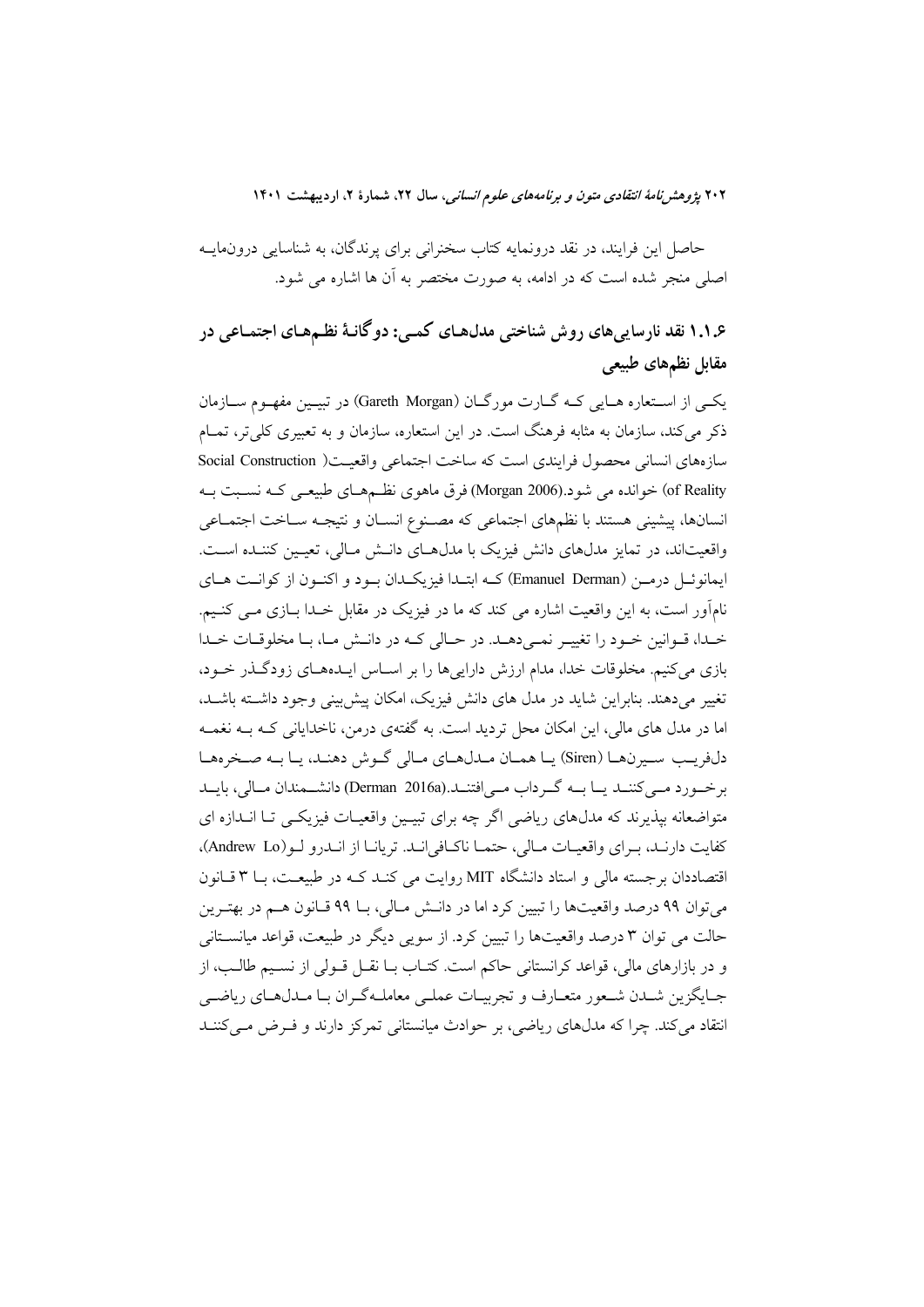حاصل این فرایند، در نقد درونمایه کتاب سخنرانی برای پرندگان، به شناسایی درون‌مایه اصلی منجر شده است که در ادامه، به صورت مختصر به آن ها اشاره می شود.

### ۱.۱.۶ نقد نارسایی‌های روش شناختی مدل‌های کمی: دوگانهٔ نظم‌های اجتماعی در مقابل نظم‌های طبیعی

یکی از استعاره هایی که گارت مورگان (Gareth Morgan) در تبیین مفهوم سازمان ذکر می‌کند، سازمان به مثابه فرهنگ است. در این استعاره، سازمان و به تعبیری کلی‌تر، تمام سازه‌های انسانی محصول فرایندی است که ساخت اجتماعی واقعیت( Social Construction of Reality) خوانده می شود.(Morgan 2006) فرق ماهوی نظم‌های طبیعی که نسبت به انسان‌ها، پیشینی هستند با نظم‌های اجتماعی که مصنوع انسان و نتیجه ساخت اجتماعی واقعیت‌اند، در تمایز مدل‌های دانش فیزیک با مدل‌های دانش مالی، تعیین کننده است. ایمانوئل درمن (Emanuel Derman) که ابتدا فیزیکدان بود و اکنون از کوانت های نام‌آور است، به این واقعیت اشاره می کند که ما در فیزیک در مقابل خدا بازی می کنیم. خدا، قوانین خود را تغییر نمی‌دهد. در حالی که در دانش ما، با مخلوقات خدا بازی می‌کنیم. مخلوقات خدا، مدام ارزش دارایی‌ها را بر اساس ایده‌های زودگذر خود، تغییر می‌دهند. بنابراین شاید در مدل های دانش فیزیک، امکان پیش‌بینی وجود داشته باشد، اما در مدل های مالی، این امکان محل تردید است. به گفته‌ی درمن، ناخدایانی که به نغمه دل‌فریب سیرن‌ها (Siren) یا همان مدل‌های مالی گوش دهند، یا به صخره‌ها برخورد می‌کنند یا به گرداب می‌افتند.(Derman 2016a) دانشمندان مالی، باید متواضعانه بپذیرند که مدل‌های ریاضی اگر چه برای تبیین واقعیات فیزیکی تا اندازه ای کفایت دارند، برای واقعیات مالی، حتما ناکافی‌اند. تریانا از اندرو لو(Andrew Lo)، اقتصاددان برجسته مالی و استاد دانشگاه MIT روایت می کند که در طبیعت، با ۳ قانون می‌توان ۹۹ درصد واقعیت‌ها را تبیین کرد اما در دانش مالی، با ۹۹ قانون هم در بهترین حالت می توان ۳ درصد واقعیت‌ها را تبیین کرد. از سویی دیگر در طبیعت، قواعد میانستانی و در بازارهای مالی، قواعد کرانستانی حاکم است. کتاب با نقل قولی از نسیم طالب، از جایگزین شدن شعور متعارف و تجربیات عملی معامله‌گران با مدل‌های ریاضی انتقاد می‌کند. چرا که مدل‌های ریاضی، بر حوادث میانستانی تمرکز دارند و فرض می‌کنند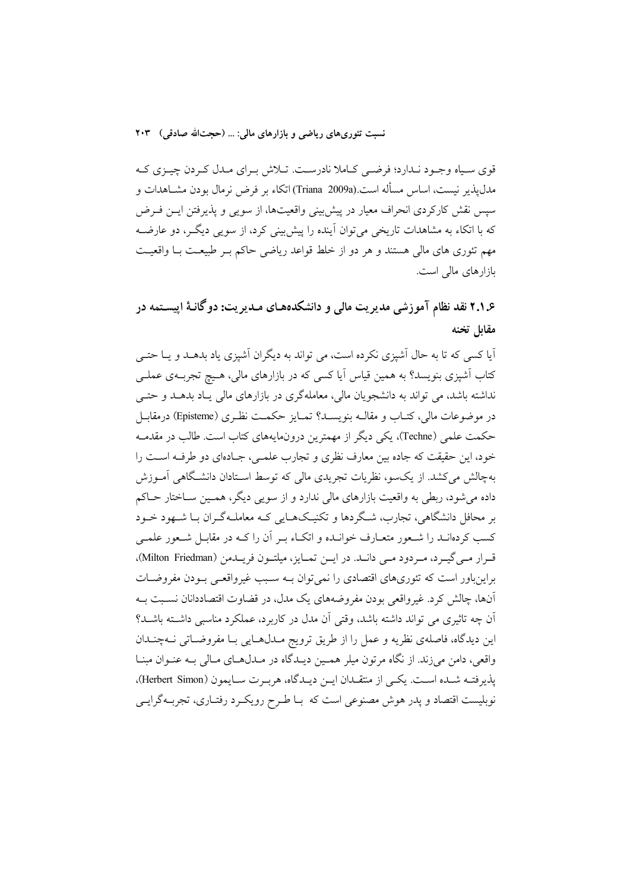قوی سیاه وجود ندارد؛ فرضی کاملا نادرست. تلاش برای مدل کردن چیزی که مدل‌پذیر نیست، اساس مسأله است.(Triana 2009a) اتکاء بر فرض نرمال بودن مشاهدات و سپس نقش کارکردی انحراف معیار در پیش‌بینی واقعیت‌ها، از سویی و پذیرفتن این فرض که با اتکاء به مشاهدات تاریخی می‌توان آینده را پیش‌بینی کرد، از سویی دیگر، دو عارضه مهم تئوری های مالی هستند و هر دو از خلط قواعد ریاضی حاکم بر طبیعت با واقعیت بازارهای مالی است.

## ۲.۱.۶ نقد نظام آموزشی مدیریت مالی و دانشکده‌های مدیریت: دوگانهٔ اپیستمه در مقابل تخنه

آیا کسی که تا به حال آشپزی نکرده است، می تواند به دیگران آشپزی یاد بدهد و یا حتی کتاب آشپزی بنویسد؟ به همین قیاس آیا کسی که در بازارهای مالی، هیچ تجربه‌ی عملی نداشته باشد، می تواند به دانشجویان مالی، معامله‌گری در بازارهای مالی یاد بدهد و حتی در موضوعات مالی، کتاب و مقاله بنویسد؟ تمایز حکمت نظری (Episteme) درمقابل حکمت علمی (Techne)، یکی دیگر از مهمترین درون‌مایه‌های کتاب است. طالب در مقدمه خود، این حقیقت که جاده بین معارف نظری و تجارب علمی، جاده‌ای دو طرفه است را به‌چالش می‌کشد. از یک‌سو، نظریات تجریدی مالی که توسط استادان دانشگاهی آموزش داده می‌شود، ربطی به واقعیت بازارهای مالی ندارد و از سویی دیگر، همین ساختار حاکم بر محافل دانشگاهی، تجارب، شگردها و تکنیک‌هایی که معامله‌گران با شهود خود کسب کرده‌اند را شعور متعارف خوانده و اتکاء بر آن را که در مقابل شعور علمی قرار می‌گیرد، مردود می داند. در این تمایز، میلتون فریدمن (Milton Friedman)، براین‌باور است که تئوری‌های اقتصادی را نمی‌توان به سبب غیرواقعی بودن مفروضات آن‌ها، چالش کرد. غیرواقعی بودن مفروضه‌های یک مدل، در قضاوت اقتصاددانان نسبت به آن چه تاثیری می تواند داشته باشد، وقتی آن مدل در کاربرد، عملکرد مناسبی داشته باشد؟ این دیدگاه، فاصله‌ی نظریه و عمل را از طریق ترویج مدل‌هایی با مفروضاتی نه‌چندان واقعی، دامن می‌زند. از نگاه مرتون میلر همین دیدگاه در مدل‌های مالی به عنوان مبنا پذیرفته شده است. یکی از منتقدان این دیدگاه، هربرت سایمون (Herbert Simon)، نوبلیست اقتصاد و پدر هوش مصنوعی است که با طرح رویکرد رفتاری، تجربه‌گرایی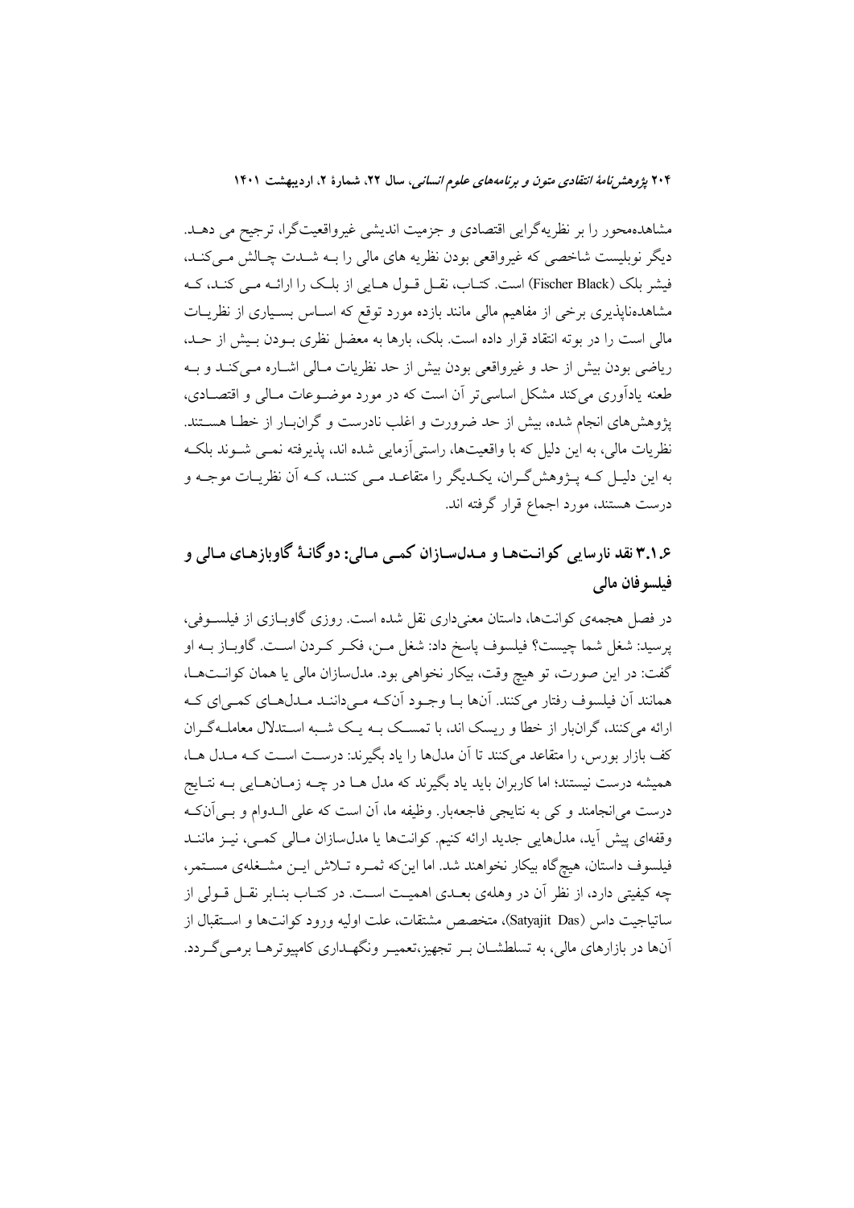مشاهده‌محور را بر نظریه‌گرایی اقتصادی و جزمیت اندیشی غیرواقعیت‌گرا، ترجیح می دهد. دیگر نوبلیست شاخصی که غیرواقعی بودن نظریه های مالی را بـه شـدت چـالش مـی‌کنـد، فیشر بلک (Fischer Black) است. کتـاب، نقـل قـول هـایی از بلـک را ارائـه مـی کنـد، کـه مشاهده‌ناپذیری برخی از مفاهیم مالی مانند بازده مورد توقع که اسـاس بسـیاری از نظریـات مالی است را در بوته انتقاد قرار داده است. بلک، بارها به معضل نظری بـودن بـیش از حـد، ریاضی بودن بیش از حد و غیرواقعی بودن بیش از حد نظریات مـالی اشـاره مـی‌کنـد و بـه طعنه یادآوری می‌کند مشکل اساسی‌تر آن است که در مورد موضـوعات مـالی و اقتصـادی، پژوهش‌های انجام شده، بیش از حد ضرورت و اغلب نادرست و گران‌بـار از خطـا هسـتند. نظریات مالی، به این دلیل که با واقعیت‌ها، راستی‌آزمایی شده اند، پذیرفته نمـی شـوند بلکـه به این دلیـل کـه پـژوهش‌گـران، یکـدیگر را متقاعـد مـی کننـد، کـه آن نظریـات موجـه و درست هستند، مورد اجماع قرار گرفته اند.

### ۳.۱.۶ نقد نارسایی کوانت‌ها و مدل‌سازان کمی مالی: دوگانهٔ گاوبازهای مالی و فیلسوفان مالی

در فصل هجمه‌ی کوانت‌ها، داستان معنی‌داری نقل شده است. روزی گاوبـازی از فیلسـوفی، پرسید: شغل شما چیست؟ فیلسوف پاسخ داد: شغل مـن، فکـر کـردن اسـت. گاوبـاز بـه او گفت: در این صورت، تو هیچ وقت، بیکار نخواهی بود. مدل‌سازان مالی یا همان کوانـت‌هـا، همانند آن فیلسوف رفتار می‌کنند. آنها بـا وجـود آن‌کـه مـی‌داننـد مـدل‌هـای کمـی‌ای کـه ارائه می‌کنند، گران‌بار از خطا و ریسک اند، با تمسـک بـه یـک شـبه اسـتدلال معاملـه‌گـران کف بازار بورس، را متقاعد می‌کنند تا آن مدل‌ها را یاد بگیرند: درسـت اسـت کـه مـدل هـا، همیشه درست نیستند؛ اما کاربران باید یاد بگیرند که مدل هـا در چـه زمـان‌هـایی بـه نتـایج درست می‌انجامند و کی به نتایجی فاجعه‌بار. وظیفه ما، آن است که علی الـدوام و بـی‌آن‌کـه وقفه‌ای پیش آید، مدل‌هایی جدید ارائه کنیم. کوانت‌ها یا مدل‌سازان مـالی کمـی، نیـز ماننـد فیلسوف داستان، هیچ‌گاه بیکار نخواهند شد. اما این‌که ثمـره تـلاش ایـن مشـغله‌ی مسـتمر، چه کیفیتی دارد، از نظر آن در وهله‌ی بعـدی اهمیـت اسـت. در کتـاب بنـابر نقـل قـولی از ساتیاجیت داس (Satyajit Das)، متخصص مشتقات، علت اولیه ورود کوانت‌ها و اسـتقبال از آنها در بازارهای مالی، به تسلطشـان بـر تجهیز،تعمیـر ونگهـداری کامپیوترهـا برمـی‌گـردد.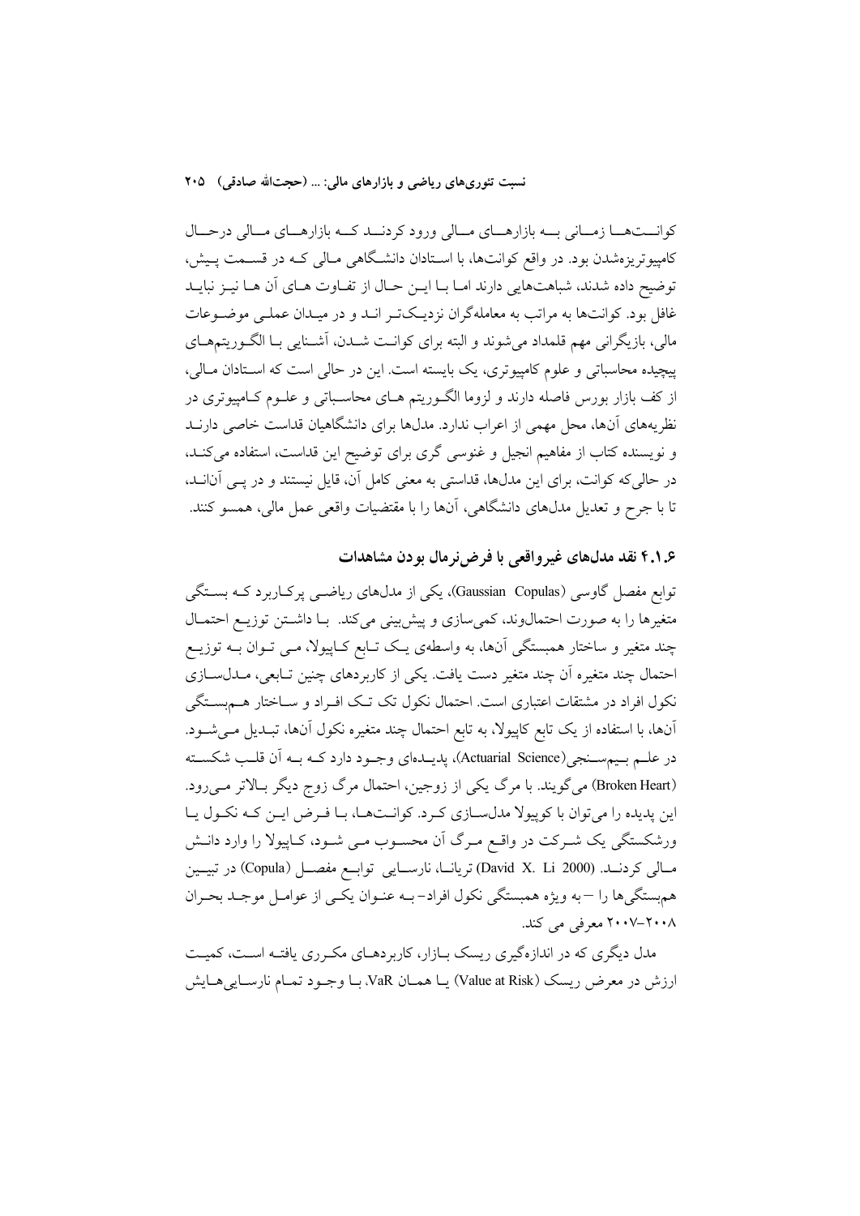کوانت‌ها زمانی به بازارهای مالی ورود کردند که بازارهای مالی درحال کامپیوتریزه‌شدن بود. در واقع کوانت‌ها، با استادان دانشگاهی مالی که در قسمت پیش، توضیح داده شدند، شباهت‌هایی دارند اما با این حال از تفاوت های آن ها نیز نباید غافل بود. کوانت‌ها به مراتب به معامله‌گران نزدیک‌تر اند و در میدان عملی موضوعات مالی، بازیگرانی مهم قلمداد می‌شوند و البته برای کوانت شدن، آشنایی با الگوریتم‌های پیچیده محاسباتی و علوم کامپیوتری، یک بایسته است. این در حالی است که استادان مالی، از کف بازار بورس فاصله دارند و لزوما الگوریتم های محاسباتی و علوم کامپیوتری در نظریه‌های آن‌ها، محل مهمی از اعراب ندارد. مدل‌ها برای دانشگاهیان قداست خاصی دارند و نویسنده کتاب از مفاهیم انجیل و غنوسی گری برای توضیح این قداست، استفاده می‌کند، در حالی‌که کوانت، برای این مدل‌ها، قداستی به معنی کامل آن، قایل نیستند و در پی آنانند، تا با جرح و تعدیل مدل‌های دانشگاهی، آن‌ها را با مقتضیات واقعی عمل مالی، همسو کنند.

### ۴.۱.۶ نقد مدل‌های غیرواقعی با فرض‌نرمال بودن مشاهدات

توابع مفصل گاوسی (Gaussian Copulas)، یکی از مدل‌های ریاضی پرکاربرد که بستگی متغیرها را به صورت احتمال‌وند، کمی‌سازی و پیش‌بینی می‌کند. با داشتن توزیع احتمال چند متغیر و ساختار همبستگی آن‌ها، به واسطه‌ی یک تابع کاپیولا، می توان به توزیع احتمال چند متغیره آن چند متغیر دست یافت. یکی از کاربردهای چنین تابعی، مدل‌سازی نکول افراد در مشتقات اعتباری است. احتمال نکول تک تک افراد و ساختار هم‌بستگی آن‌ها، با استفاده از یک تابع کاپیولا، به تابع احتمال چند متغیره نکول آن‌ها، تبدیل می‌شود. در علم بیم‌سنجی(Actuarial Science)، پدیده‌ای وجود دارد که به آن قلب شکسته (Broken Heart) می‌گویند. با مرگ یکی از زوجین، احتمال مرگ زوج دیگر بالاتر می‌رود. این پدیده را می‌توان با کوپیولا مدل‌سازی کرد. کوانت‌ها، با فرض این که نکول یا ورشکستگی یک شرکت در واقع مرگ آن محسوب می شود، کاپیولا را وارد دانش مالی کردند. (David X. Li 2000) تریانا، نارسایی توابع مفصل (Copula) در تبیین هم‌بستگی‌ها را – به ویژه همبستگی نکول افراد- به عنوان یکی از عوامل موجد بحران ۲۰۰۸–۲۰۰۷ معرفی می کند.

مدل دیگری که در اندازه‌گیری ریسک بازار، کاربردهای مکرری یافته است، کمیت ارزش در معرض ریسک (Value at Risk) یا همان VaR، با وجود تمام نارسایی‌هایش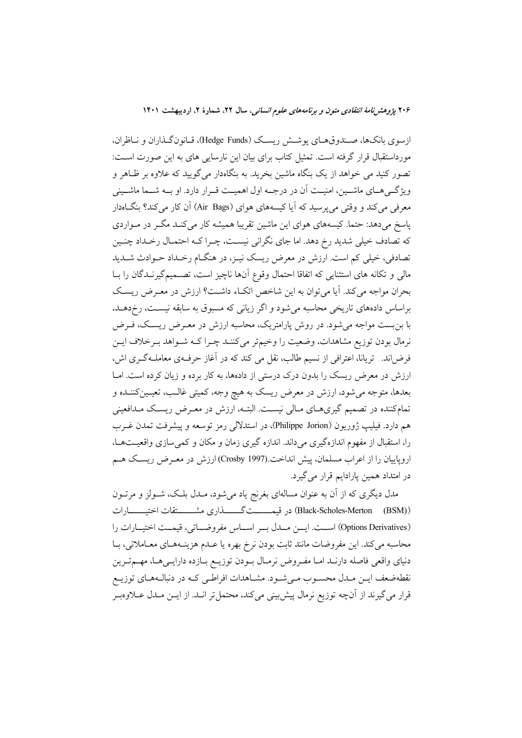ازسوی بانک‌ها، صندوق‌های پوشش ریسک (Hedge Funds)، قانون‌گذاران و ناظران، مورداستقبال قرار گرفته است. تمثیل کتاب برای بیان این نارسایی های به این صورت است: تصور کنید می خواهد از یک بنگاه ماشین بخرید. به بنگاه‌دار می‌گویید که علاوه بر ظاهر و ویژگی‌های ماشین، امنیت آن در درجه اول اهمیت قرار دارد. او به شما ماشینی معرفی می‌کند و وقتی می‌پرسید که آیا کیسه‌های هوای (Air Bags) آن کار می‌کند؟ بنگاه‌دار پاسخ می‌دهد: حتما. کیسه‌های هوای این ماشین تقریبا همیشه کار می‌کند مگر در مواردی که تصادف خیلی شدید رخ دهد. اما جای نگرانی نیست، چرا که احتمال رخداد چنین تصادفی، خیلی کم است. ارزش در معرض ریسک نیز، در هنگام رخداد حوادث شدید مالی و تکانه های استثنایی که اتفاقا احتمال وقوع آن‌ها ناچیز است، تصمیم‌گیرندگان را با بحران مواجه می‌کند. آیا می‌توان به این شاخص اتکاء داشت؟ ارزش در معرض ریسک براساس داده‌های تاریخی محاسبه می‌شود و اگر زیانی که مسبوق به سابقه نیست، رخ‌دهد، با بن‌بست مواجه می‌شود. در روش پارامتریک، محاسبه ارزش در معرض ریسک، فرض نرمال بودن توزیع مشاهدات، وضعیت را وخیم‌تر می‌کنند چرا که شواهد برخلاف این فرض‌اند. تریانا، اعترافی از نسیم طالب، نقل می کند که در آغاز حرفه‌ی معامله‌گری اش، ارزش در معرض ریسک را بدون درک درستی از داده‌ها، به کار برده و زیان کرده است. اما بعدها، متوجه می‌شود، ارزش در معرض ریسک به هیچ وجه، کمیتی غالب، تعیین‌کننده و تمام‌کننده در تصمیم گیری‌های مالی نیست. البته، ارزش در معرض ریسک مدافعینی هم دارد. فیلیپ ژوریون (Philippe Jorion)، در استدلالی رمز توسعه و پیشرفت تمدن غرب را، استقبال از مفهوم اندازه‌گیری می‌داند. اندازه گیری زمان و مکان و کمی‌سازی واقعیت‌ها، اروپاییان را از اعراب مسلمان، پیش انداخت.(Crosby 1997) ارزش در معرض ریسک هم در امتداد همین پارادایم قرار می‌گیرد.

مدل دیگری که از آن به عنوان مساله‌ای بغرنج یاد می‌شود، مدل بلک، شولز و مرتون (Black-Scholes-Merton (BSM)) در قیمت‌گذاری مشتقات اختیارات (Options Derivatives) است. این مدل بر اساس مفروضاتی، قیمت اختیارات را محاسبه می‌کند. این مفروضات مانند ثابت بودن نرخ بهره یا عدم هزینه‌های معاملاتی، با دنیای واقعی فاصله دارند اما مفروض نرمال بودن توزیع بازده دارایی‌ها، مهم‌ترین نقطه‌ضعف این مدل محسوب می‌شود. مشاهدات افراطی که در دنباله‌های توزیع قرار می‌گیرند از آن‌چه توزیع نرمال پیش‌بینی می‌کند، محتمل‌تر اند. از این مدل علاوه‌بر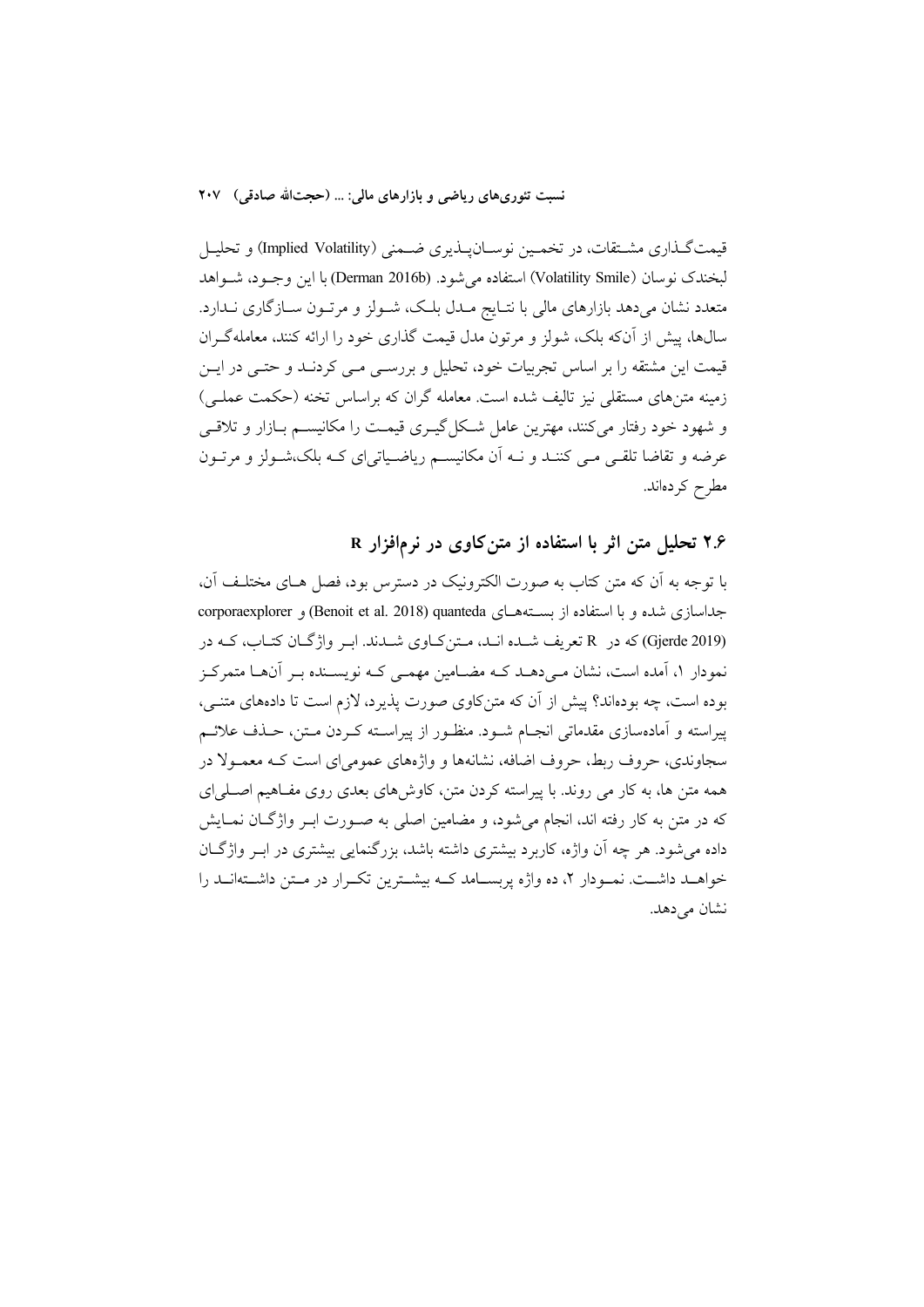قیمت‌گذاری مشتقات، در تخمین نوسان‌پذیری ضمنی (Implied Volatility) و تحلیل لبخندک نوسان (Volatility Smile) استفاده می‌شود. (Derman 2016b) با این وجود، شواهد متعدد نشان می‌دهد بازارهای مالی با نتایج مدل بلک، شولز و مرتون سازگاری ندارد. سال‌ها، پیش از آن‌که بلک، شولز و مرتون مدل قیمت گذاری خود را ارائه کنند، معامله‌گران قیمت این مشتقه را بر اساس تجربیات خود، تحلیل و بررسی می کردند و حتی در این زمینه متن‌های مستقلی نیز تالیف شده است. معامله گران که براساس تخنه (حکمت عملی) و شهود خود رفتار می‌کنند، مهترین عامل شکل‌گیری قیمت را مکانیسم بازار و تلاقی عرضه و تقاضا تلقی می کنند و نه آن مکانیسم ریاضیاتی‌ای که بلک،شولز و مرتون مطرح کرده‌اند.

## ۲.۶ تحلیل متن اثر با استفاده از متن‌کاوی در نرم‌افزار R

با توجه به آن که متن کتاب به صورت الکترونیک در دسترس بود، فصل های مختلف آن، جداسازی شده و با استفاده از بسته‌های quanteda (Benoit et al. 2018) و corporaexplorer (Gjerde 2019) که در R تعریف شده اند، متن‌کاوی شدند. ابر واژگان کتاب، که در نمودار ۱، آمده است، نشان می‌دهد که مضامین مهمی که نویسنده بر آن‌ها متمرکز بوده است، چه بوده‌اند؟ پیش از آن که متن‌کاوی صورت پذیرد، لازم است تا داده‌های متنی، پیراسته و آماده‌سازی مقدماتی انجام شود. منظور از پیراسته کردن متن، حذف علائم سجاوندی، حروف ربط، حروف اضافه، نشانه‌ها و واژه‌های عمومی‌ای است که معمولا در همه متن ها، به کار می روند. با پیراسته کردن متن، کاوش‌های بعدی روی مفاهیم اصلی‌ای که در متن به کار رفته اند، انجام می‌شود، و مضامین اصلی به صورت ابر واژگان نمایش داده می‌شود. هر چه آن واژه، کاربرد بیشتری داشته باشد، بزرگنمایی بیشتری در ابر واژگان خواهد داشت. نمودار ۲، ده واژه پربسامد که بیشترین تکرار در متن داشته‌اند را نشان می‌دهد.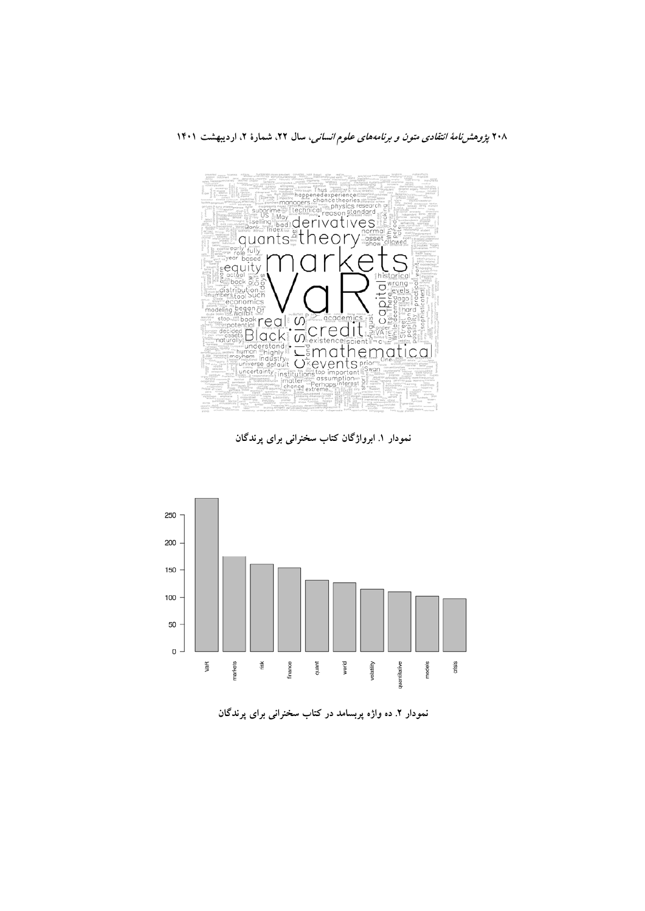نمودار ۱. ابرواژگان کتاب سخنرانی برای پرندگان

نمودار ۲. ده واژه پربسامد در کتاب سخنرانی برای پرندگان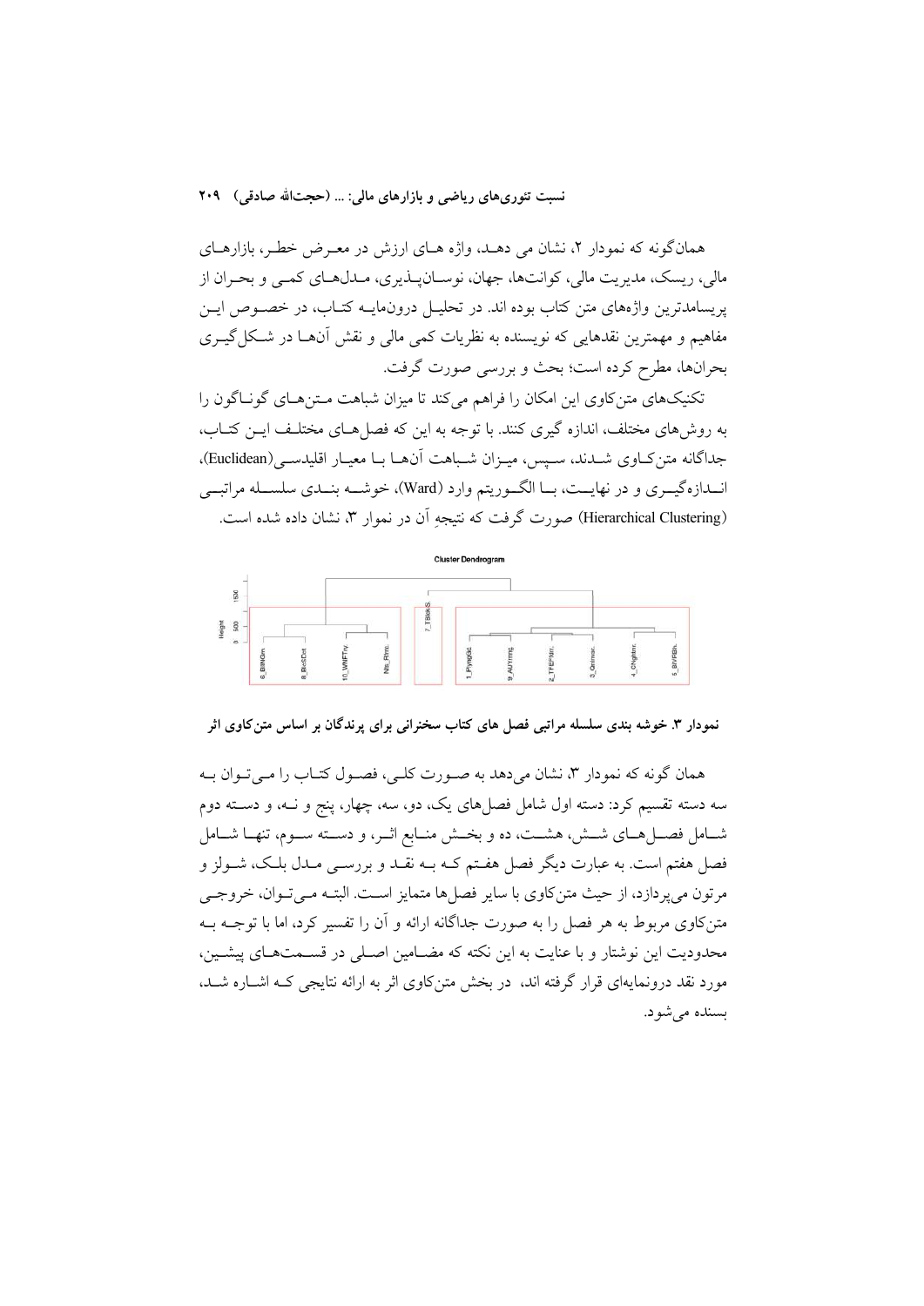همان‌گونه که نمودار ۲، نشان می دهـد، واژه هـای ارزش در معـرض خطـر، بازارهـای مالی، ریسک، مدیریت مالی، کوانت‌ها، جهان، نوسـان‌پـذیری، مـدل‌هـای کمـی و بحـران از پربسامدترین واژه‌های متن کتاب بوده اند. در تحلیـل درون‌مایـه کتـاب، در خصـوص ایـن مفاهیم و مهمترین نقدهایی که نویسنده به نظریات کمی مالی و نقش آن‌هـا در شـکل‌گیـری بحران‌ها، مطرح کرده است؛ بحث و بررسی صورت گرفت.

تکنیک‌های متن‌کاوی این امکان را فراهم می‌کند تا میزان شباهت مـتن‌هـای گونـاگون را به روش‌های مختلف، اندازه گیری کنند. با توجه به این که فصل‌هـای مختلـف ایـن کتـاب، جداگانه متن‌کـاوی شـدند، سـپس، میـزان شـباهت آن‌هـا بـا معیـار اقلیدسـی(Euclidean)، انـدازه‌گیـری و در نهایـت، بـا الگـوریتم وارد (Ward)، خوشـه بنـدی سلسـله مراتبـی (Hierarchical Clustering) صورت گرفت که نتیجهِ آن در نموار ۳، نشان داده شده است.

نمودار ۳. خوشه بندی سلسله مراتبی فصل های کتاب سخنرانی برای پرندگان بر اساس متن‌کاوی اثر

همان گونه که نمودار ۳، نشان می‌دهد به صـورت کلـی، فصـول کتـاب را مـی‌تـوان بـه سه دسته تقسیم کرد: دسته اول شامل فصل‌های یک، دو، سه، چهار، پنج و نـه، و دسـته دوم شـامل فصـل‌هـای شـش، هشـت، ده و بخـش منـابع اثـر، و دسـته سـوم، تنهـا شـامل فصل هفتم است. به عبارت دیگر فصل هفـتم کـه بـه نقـد و بررسـی مـدل بلـک، شـولز و مرتون می‌پردازد، از حیث متن‌کاوی با سایر فصل‌ها متمایز اسـت. البتـه مـی‌تـوان، خروجـی متن‌کاوی مربوط به هر فصل را به صورت جداگانه ارائه و آن را تفسیر کرد، اما با توجـه بـه محدودیت این نوشتار و با عنایت به این نکته که مضـامین اصـلی در قسـمت‌هـای پیشـین، مورد نقد درونمایه‌ای قرار گرفته اند، در بخش متن‌کاوی اثر به ارائه نتایجی کـه اشـاره شـد، بسنده می‌شود.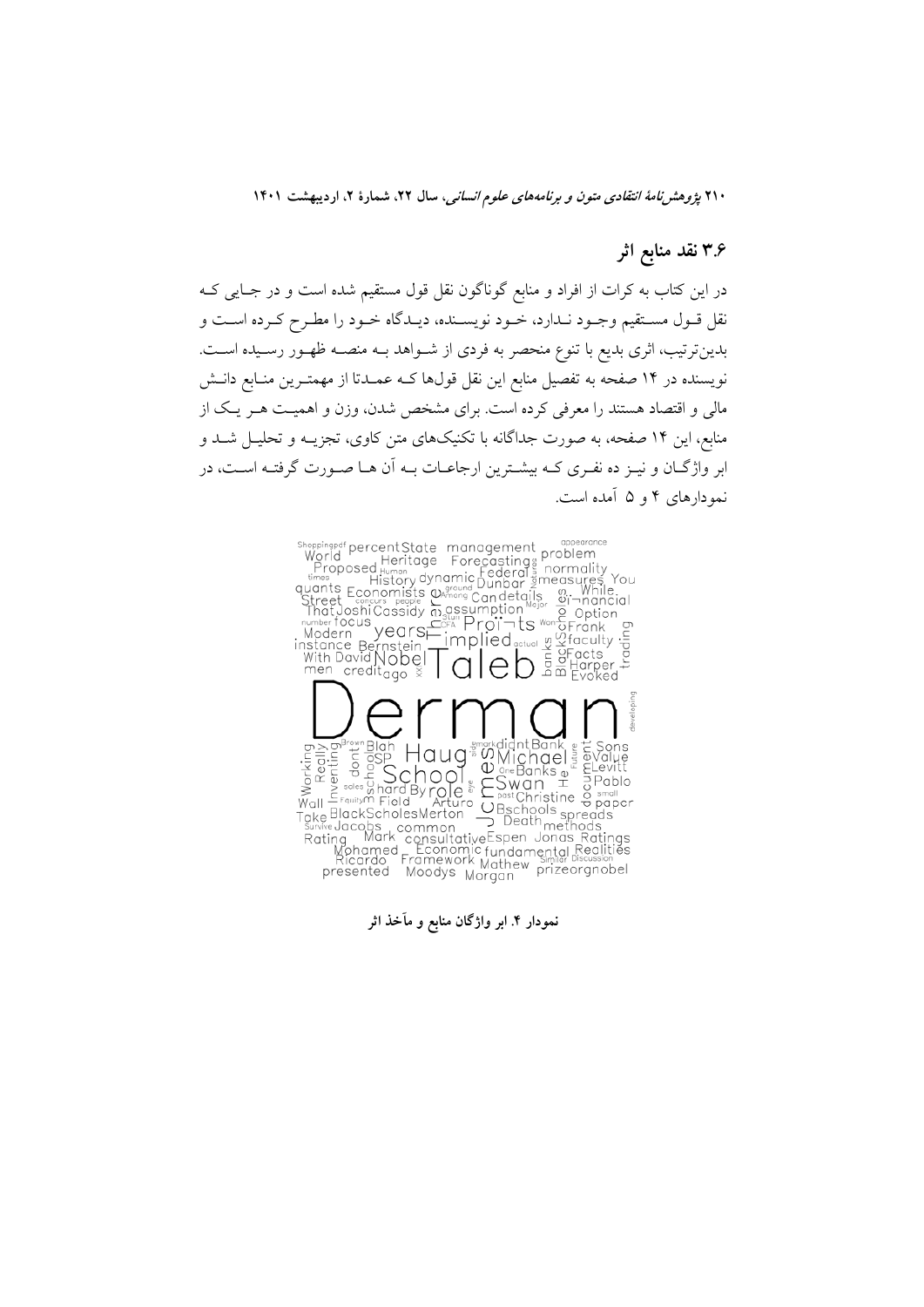## ۳.۶ نقد منابع اثر

در این کتاب به کرات از افراد و منابع گوناگون نقل قول مستقیم شده است و در جایی که نقل قول مستقیم وجود ندارد، خود نویسنده، دیدگاه خود را مطرح کرده است و بدین‌ترتیب، اثری بدیع با تنوع منحصر به فردی از شواهد به منصه ظهور رسیده است. نویسنده در ۱۴ صفحه به تفصیل منابع این نقل قول‌ها که عمدتا از مهمترین منابع دانش مالی و اقتصاد هستند را معرفی کرده است. برای مشخص شدن، وزن و اهمیت هر یک از منابع، این ۱۴ صفحه، به صورت جداگانه با تکنیک‌های متن کاوی، تجزیه و تحلیل شد و ابر واژگان و نیز ده نفری که بیشترین ارجاعات به آن ها صورت گرفته است، در نمودارهای ۴ و ۵ آمده است.

**نمودار ۴. ابر واژگان منابع و مآخذ اثر**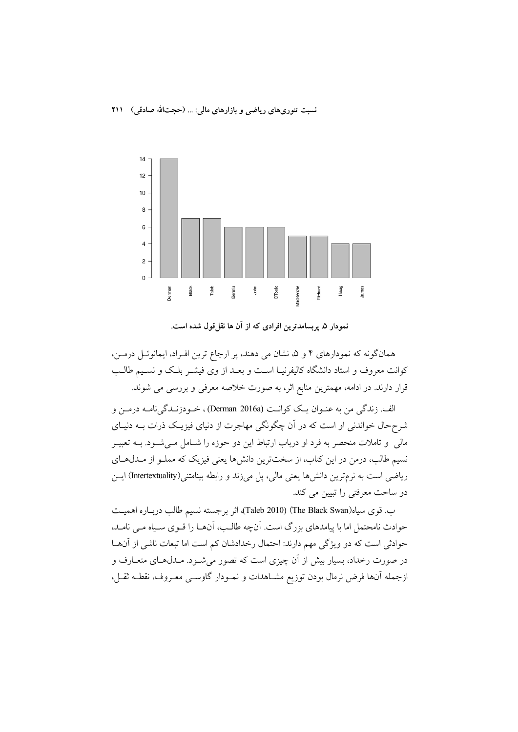نمودار ۵. پربسامدترین افرادی که از آن ها نقل‌قول شده است.

همان‌گونه که نمودارهای ۴ و ۵، نشان می دهند، پر ارجاع ترین افـراد، ایمانوئـل درمـن، کوانت معروف و استاد دانشگاه کالیفرنیـا اسـت و بعـد از وی فیشـر بلـک و نسـیم طالـب قرار دارند. در ادامه، مهمترین منابع اثر، به صورت خلاصه معرفی و بررسی می شوند.

الف. زندگی من به عنـوان یـک کوانـت (Derman 2016a) ، خـودزنـدگی‌نامـه درمـن و شرح‌حال خواندنی او است که در آن چگونگی مهاجرت از دنیای فیزیـک ذرات بـه دنیـای مالی و تاملات منحصر به فرد او درباب ارتباط این دو حوزه را شـامل مـی‌شـود. بـه تعبیـر نسیم طالب، درمن در این کتاب، از سخت‌ترین دانش‌ها یعنی فیزیک که مملـو از مـدل‌هـای ریاضی است به نرم‌ترین دانش‌ها یعنی مالی، پل می‌زند و رابطه بینامتنی(Intertextuality) ایـن دو ساحت معرفتی را تبیین می کند.

ب. قوی سیاه(The Black Swan) (Taleb 2010)، اثر برجسته نسیم طالب دربـاره اهمیـت حوادث نامحتمل اما با پیامدهای بزرگ است. آنچه طالـب، آنهـا را قـوی سـیاه مـی نامـد، حوادثی است که دو ویژگی مهم دارند: احتمال رخدادشان کم است اما تبعات ناشی از آنهـا در صورت رخداد، بسیار بیش از آن چیزی است که تصور می‌شـود. مـدل‌هـای متعـارف و ازجمله آنها فرض نرمال بودن توزیع مشـاهدات و نمـودار گاوسـی معـروف، نقطـه ثقـل،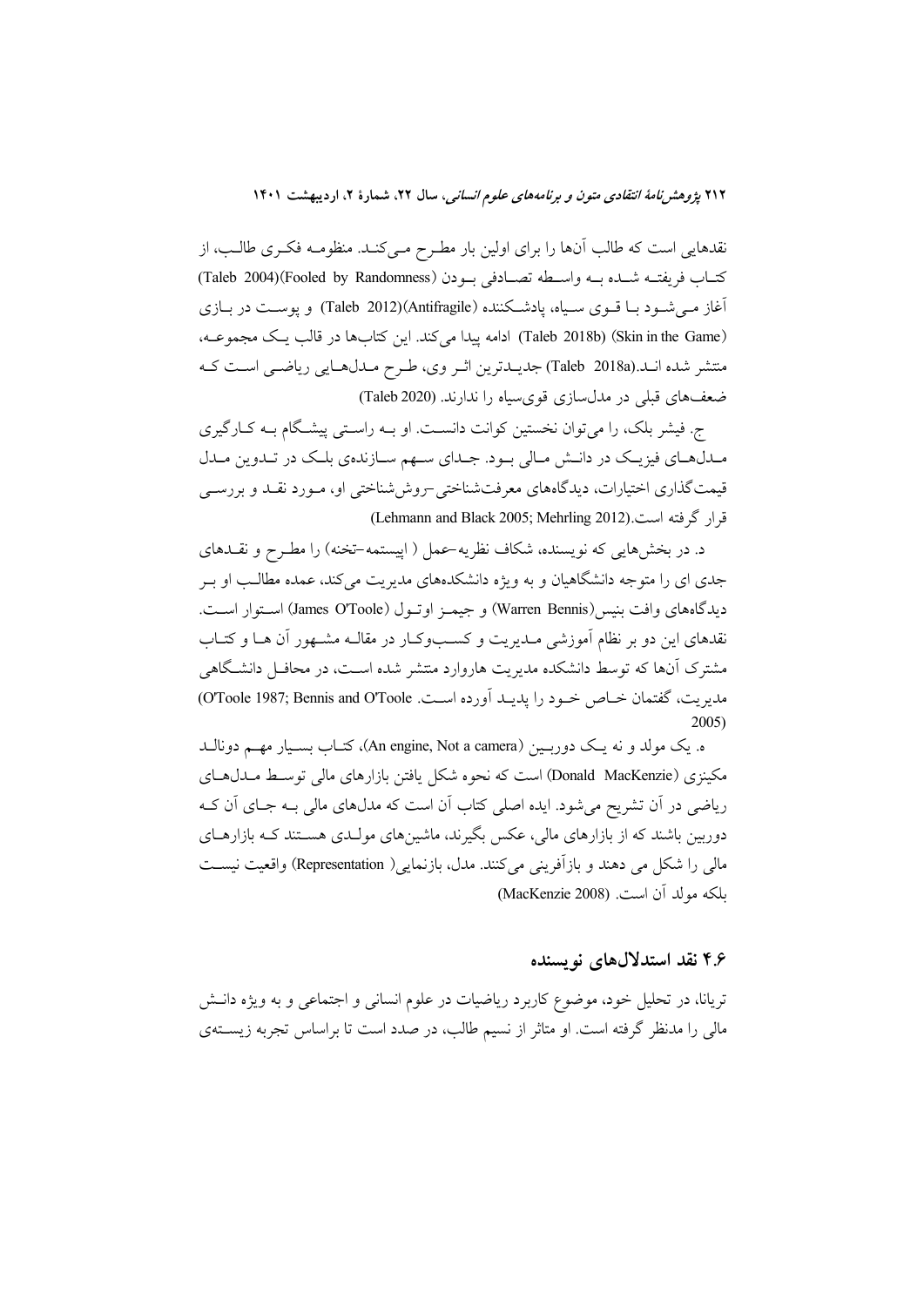نقدهایی است که طالب آن‌ها را برای اولین بار مطرح می‌کند. منظومه فکری طالب، از کتاب فریفته شده به واسطه تصادفی بودن (Fooled by Randomness)(Taleb 2004) آغاز می‌شود با قوی سیاه، پادشکننده (Antifragile)(Taleb 2012) و پوست در بازی (Skin in the Game) (Taleb 2018b) ادامه پیدا می‌کند. این کتاب‌ها در قالب یک مجموعه، منتشر شده اند.(Taleb 2018a) جدیدترین اثر وی، طرح مدل‌هایی ریاضی است که ضعف‌های قبلی در مدل‌سازی قوی‌سیاه را ندارند. (Taleb 2020)

ج. فیشر بلک، را می‌توان نخستین کوانت دانست. او به راستی پیشگام به کارگیری مدل‌های فیزیک در دانش مالی بود. جدای سهم سازنده‌ی بلک در تدوین مدل قیمت‌گذاری اختیارات، دیدگاه‌های معرفت‌شناختی-روش‌شناختی او، مورد نقد و بررسی قرار گرفته است.(Lehmann and Black 2005; Mehrling 2012)

د. در بخش‌هایی که نویسنده، شکاف نظریه-عمل ( اپیستمه-تخنه) را مطرح و نقدهای جدی ای را متوجه دانشگاهیان و به ویژه دانشکده‌های مدیریت می‌کند، عمده مطالب او بر دیدگاه‌های وافت بنیس(Warren Bennis) و جیمز اوتول (James O'Toole) استوار است. نقدهای این دو بر نظام آموزشی مدیریت و کسب‌وکار در مقاله مشهور آن ها و کتاب مشترک آن‌ها که توسط دانشکده مدیریت هاروارد منتشر شده است، در محافل دانشگاهی مدیریت، گفتمان خاص خود را پدید آورده است. (O'Toole 1987; Bennis and O'Toole 2005)

ه. یک مولد و نه یک دوربین (An engine, Not a camera)، کتاب بسیار مهم دونالد مکینزی (Donald MacKenzie) است که نحوه شکل یافتن بازارهای مالی توسط مدل‌های ریاضی در آن تشریح می‌شود. ایده اصلی کتاب آن است که مدل‌های مالی به جای آن که دوربین باشند که از بازارهای مالی، عکس بگیرند، ماشین‌های مولدی هستند که بازارهای مالی را شکل می دهند و بازآفرینی می‌کنند. مدل، بازنمایی( Representation) واقعیت نیست بلکه مولد آن است. (MacKenzie 2008)

## ۴.۶ نقد استدلال‌های نویسنده

تریانا، در تحلیل خود، موضوع کاربرد ریاضیات در علوم انسانی و اجتماعی و به ویژه دانش مالی را مدنظر گرفته است. او متاثر از نسیم طالب، در صدد است تا براساس تجربه زیسته‌ی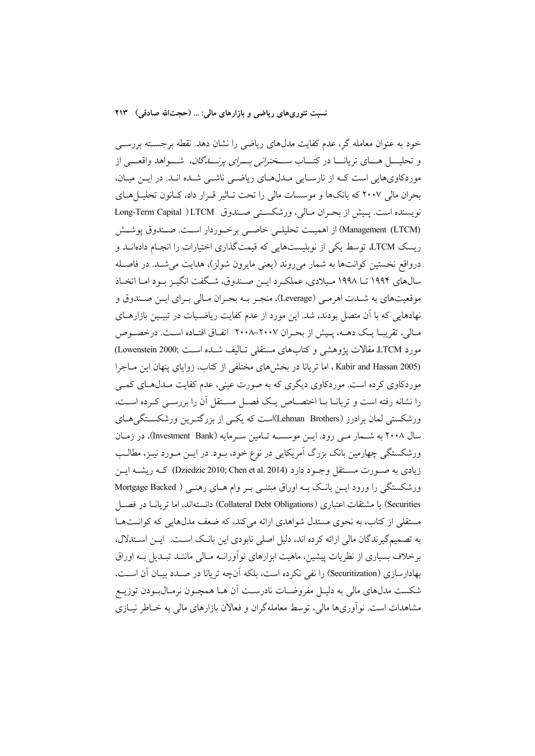خود به عنوان معامله گر، عدم کفایت مدل‌های ریاضی را نشان دهد. نقطه برجسته بررسی و تحلیل های تریانا در کتاب *سخنرانی برای پزشکان*، شواهد واقعی از موردکاوی‌هایی است که از نارسایی مدل‌های ریاضی ناشی شده اند. در این میان، بحران مالی ۲۰۰۷ که بانک‌ها و موسسات مالی را تحت تاثیر قرار داد، کانون تحلیل‌های نویسنده است. پیش از بحران مالی، ورشکستی صندوق LTCM (Long-Term Capital Management (LTCM)) از اهمیت تحلیلی خاصی برخوردار است. صندوق پوشش ریسک LTCM، توسط یکی از نوبلیست‌هایی که قیمت‌گذاری اختیارات را انجام داده‌اند و درواقع نخستین کوانت‌ها به شمار می‌روند (یعنی مایرون شولز)، هدایت می‌شد. در فاصله سال‌های ۱۹۹۴ تا ۱۹۹۸ میلادی، عملکرد این صندوق، شگفت انگیز بود اما اتخاذ موقعیت‌های به شدت اهرمی (Leverage)، منجر به بحران مالی برای این صندوق و نهادهایی که با آن متصل بودند، شد. این مورد از عدم کفایت ریاضیات در تبیین بازارهای مالی، تقریبا یک دهه، پیش از بحران ۲۰۰۷–۲۰۰۸ اتفاق افتاده است. درخصوص مورد LTCM، مقالات پژوهشی و کتاب‌های مستقلی تالیف شده است (Lowenstein 2000; Kabir and Hassan 2005)، اما تریانا در بخش‌های مختلفی از کتاب، زوایای پنهان این ماجرا موردکاوی کرده است. موردکاوی دیگری که به صورت عینی، عدم کفایت مدل‌های کمی را نشانه رفته است و تریانا با اختصاص یک فصل مستقل آن را بررسی کرده است، ورشکستی لمان برادرز (Lehman Brothers)است که یکی از بزرگترین ورشکستگی‌های سال ۲۰۰۸ به شمار می رود. این موسسه تامین سرمایه (Investment Bank)، در زمان ورشکستگی چهارمین بانک بزرگ آمریکایی در نوع خود، بود. در این مورد نیز، مطالب زیادی به صورت مستقل وجود دارد (Dziedzic 2010; Chen et al. 2014) که ریشه این ورشکستگی را ورود این بانک به اوراق مبتنی بر وام های رهنی (Mortgage Backed Securities) یا مشتقات اعتباری (Collateral Debt Obligations) دانسته‌اند، اما تریانا در فصل مستقلی از کتاب، به نحوی مستدل شواهدی ارائه می‌کند، که ضعف مدل‌هایی که کوانت‌ها به تصمیم‌گیرندگان مالی ارائه کرده اند، دلیل اصلی نابودی این بانک است. این استدلال، برخلاف بسیاری از نظریات پیشین، ماهیت ابزارهای نوآورانه مالی مانند تبدیل به اوراق بهادارسازی (Securitization) را نفی نکرده است، بلکه آنچه تریانا در صدد بیان آن است، شکست مدل‌های مالی به دلیل مفروضات نادرست آن ها همچون نرمال‌بودن توزیع مشاهدات است. نوآوری‌ها مالی، توسط معامله‌گران و فعالان بازارهای مالی به خاطر نیازی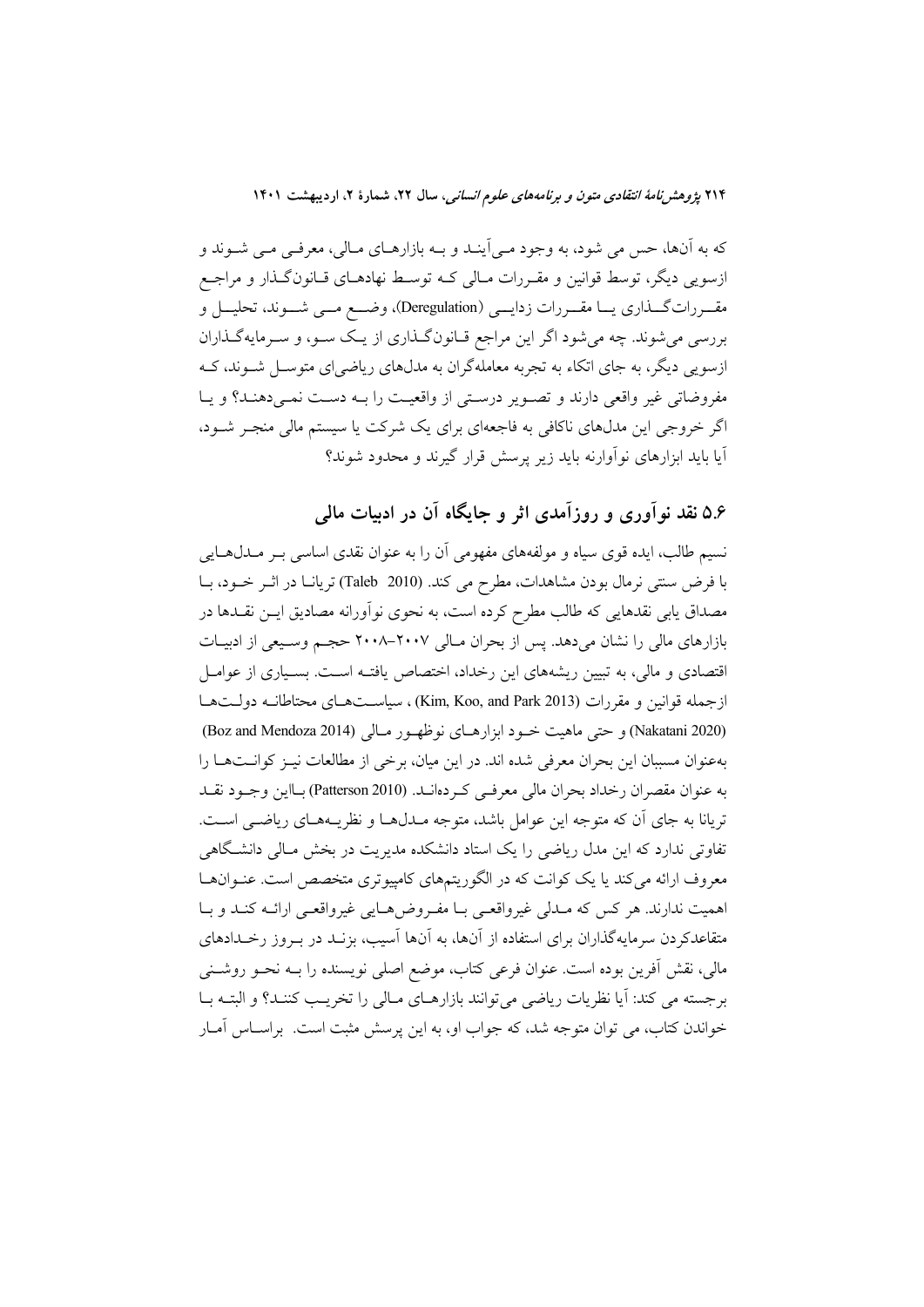که به آن‌ها، حس می شود، به وجود می‌آیند و به بازارهای مالی، معرفی می شوند و ازسویی دیگر، توسط قوانین و مقررات مالی که توسط نهادهای قانون‌گذار و مراجع مقررات‌گذاری یا مقررات زدایی (Deregulation)، وضع می شوند، تحلیل و بررسی می‌شوند. چه می‌شود اگر این مراجع قانون‌گذاری از یک سو، و سرمایه‌گذاران ازسویی دیگر، به جای اتکاء به تجربه معامله‌گران به مدل‌های ریاضی‌ای متوسل شوند، که مفروضاتی غیر واقعی دارند و تصویر درستی از واقعیت را به دست نمی‌دهند؟ و یا اگر خروجی این مدل‌های ناکافی به فاجعه‌ای برای یک شرکت یا سیستم مالی منجر شود، آیا باید ابزارهای نوآورانه باید زیر پرسش قرار گیرند و محدود شوند؟

## ۵.۶ نقد نوآوری و روزآمدی اثر و جایگاه آن در ادبیات مالی

نسیم طالب، ایده قوی سیاه و مولفه‌های مفهومی آن را به عنوان نقدی اساسی بر مدل‌هایی با فرض سنتی نرمال بودن مشاهدات، مطرح می کند. (Taleb 2010) تریانا در اثر خود، با مصداق یابی نقدهایی که طالب مطرح کرده است، به نحوی نوآورانه مصادیق این نقدها در بازارهای مالی را نشان می‌دهد. پس از بحران مالی ۲۰۰۷–۲۰۰۸ حجم وسیعی از ادبیات اقتصادی و مالی، به تبیین ریشه‌های این رخداد، اختصاص یافته است. بسیاری از عوامل ازجمله قوانین و مقررات (Kim, Koo, and Park 2013) ، سیاست‌های محتاطانه دولت‌ها (Nakatani 2020) و حتی ماهیت خود ابزارهای نوظهور مالی (Boz and Mendoza 2014) به‌عنوان مسببان این بحران معرفی شده اند. در این میان، برخی از مطالعات نیز کوانت‌ها را به عنوان مقصران رخداد بحران مالی معرفی کرده‌اند. (Patterson 2010) بااین وجود نقد تریانا به جای آن که متوجه این عوامل باشد، متوجه مدل‌ها و نظریه‌های ریاضی است. تفاوتی ندارد که این مدل ریاضی را یک استاد دانشکده مدیریت در بخش مالی دانشگاهی معروف ارائه می‌کند یا یک کوانت که در الگوریتم‌های کامپیوتری متخصص است. عنوان‌ها اهمیت ندارند. هر کس که مدلی غیرواقعی با مفروض‌هایی غیرواقعی ارائه کند و با متقاعدکردن سرمایه‌گذاران برای استفاده از آن‌ها، به آن‌ها آسیب، بزند در بروز رخدادهای مالی، نقش آفرین بوده است. عنوان فرعی کتاب، موضع اصلی نویسنده را به نحو روشنی برجسته می کند: آیا نظریات ریاضی می‌توانند بازارهای مالی را تخریب کنند؟ و البته با خواندن کتاب، می توان متوجه شد، که جواب او، به این پرسش مثبت است. براساس آمار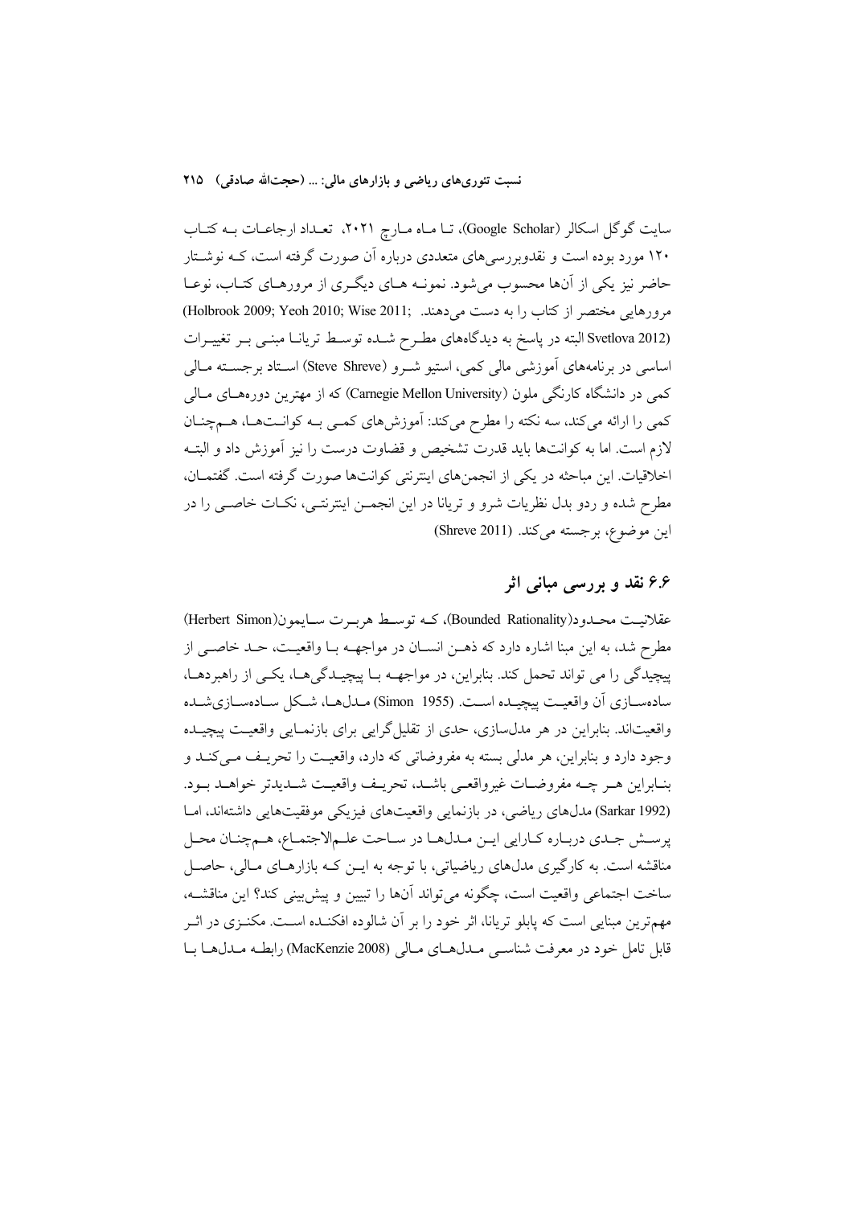سایت گوگل اسکالر (Google Scholar)، تـا مـاه مـارچ ۲۰۲۱، تعـداد ارجاعـات بـه کتـاب ۱۲۰ مورد بوده است و نقدوبررسی‌های متعددی درباره آن صورت گرفته است، کـه نوشـتار حاضر نیز یکی از آن‌ها محسوب می‌شود. نمونـه هـای دیگـری از مرورهـای کتـاب، نوعـا مرورهایی مختصر از کتاب را به دست می‌دهند. (Holbrook 2009; Yeoh 2010; Wise 2011; Svetlova 2012) البته در پاسخ به دیدگاه‌های مطـرح شـده توسـط تریانـا مبنـی بـر تغییـرات اساسی در برنامه‌های آموزشی مالی کمی، استیو شـرو (Steve Shreve) اسـتاد برجسـته مـالی کمی در دانشگاه کارنگی ملون (Carnegie Mellon University) که از مهترین دوره‌هـای مـالی کمی را ارائه می‌کند، سه نکته را مطرح می‌کند: آموزش‌های کمـی بـه کوانـت‌هـا، هـم‌چنـان لازم است. اما به کوانت‌ها باید قدرت تشخیص و قضاوت درست را نیز آموزش داد و البتـه اخلاقیات. این مباحثه در یکی از انجمن‌های اینترنتی کوانت‌ها صورت گرفته است. گفتمـان، مطرح شده و ردو بدل نظریات شرو و تریانا در این انجمـن اینترنتـی، نکـات خاصـی را در این موضوع، برجسته می‌کند. (Shreve 2011)

## ۶.۶ نقد و بررسی مبانی اثر

عقلانیـت محـدود(Bounded Rationality)، کـه توسـط هربـرت سـایمون(Herbert Simon) مطرح شد، به این مبنا اشاره دارد که ذهـن انسـان در مواجهـه بـا واقعیـت، حـد خاصـی از پیچیدگی را می تواند تحمل کند. بنابراین، در مواجهـه بـا پیچیـدگی‌هـا، یکـی از راهبردهـا، ساده‌سـازی آن واقعیـت پیچیـده اسـت. (Simon 1955) مـدل‌هـا، شـکل ساده‌سـازی‌شـده واقعیت‌اند. بنابراین در هر مدل‌سازی، حدی از تقلیل‌گرایی برای بازنمـایی واقعیـت پیچیـده وجود دارد و بنابراین، هر مدلی بسته به مفروضاتی که دارد، واقعیـت را تحریـف مـی‌کنـد و بنـابراین هـر چـه مفروضـات غیرواقعـی باشـد، تحریـف واقعیـت شـدیدتر خواهـد بـود. (Sarkar 1992) مدل‌های ریاضی، در بازنمایی واقعیت‌های فیزیکی موفقیت‌هایی داشته‌اند، امـا پرسـش جـدی دربـاره کـارایی ایـن مـدل‌هـا در سـاحت علـم‌الاجتمـاع، هـم‌چنـان محـل مناقشه است. به کارگیری مدل‌های ریاضیاتی، با توجه به ایـن کـه بازارهـای مـالی، حاصـل ساخت اجتماعی واقعیت است، چگونه می‌تواند آن‌ها را تبیین و پیش‌بینی کند؟ این مناقشـه، مهم‌ترین مبنایی است که پابلو تریانا، اثر خود را بر آن شالوده افکنـده اسـت. مکنـزی در اثـر قابل تامل خود در معرفت شناسـی مـدل‌هـای مـالی (MacKenzie 2008) رابطـه مـدل‌هـا بـا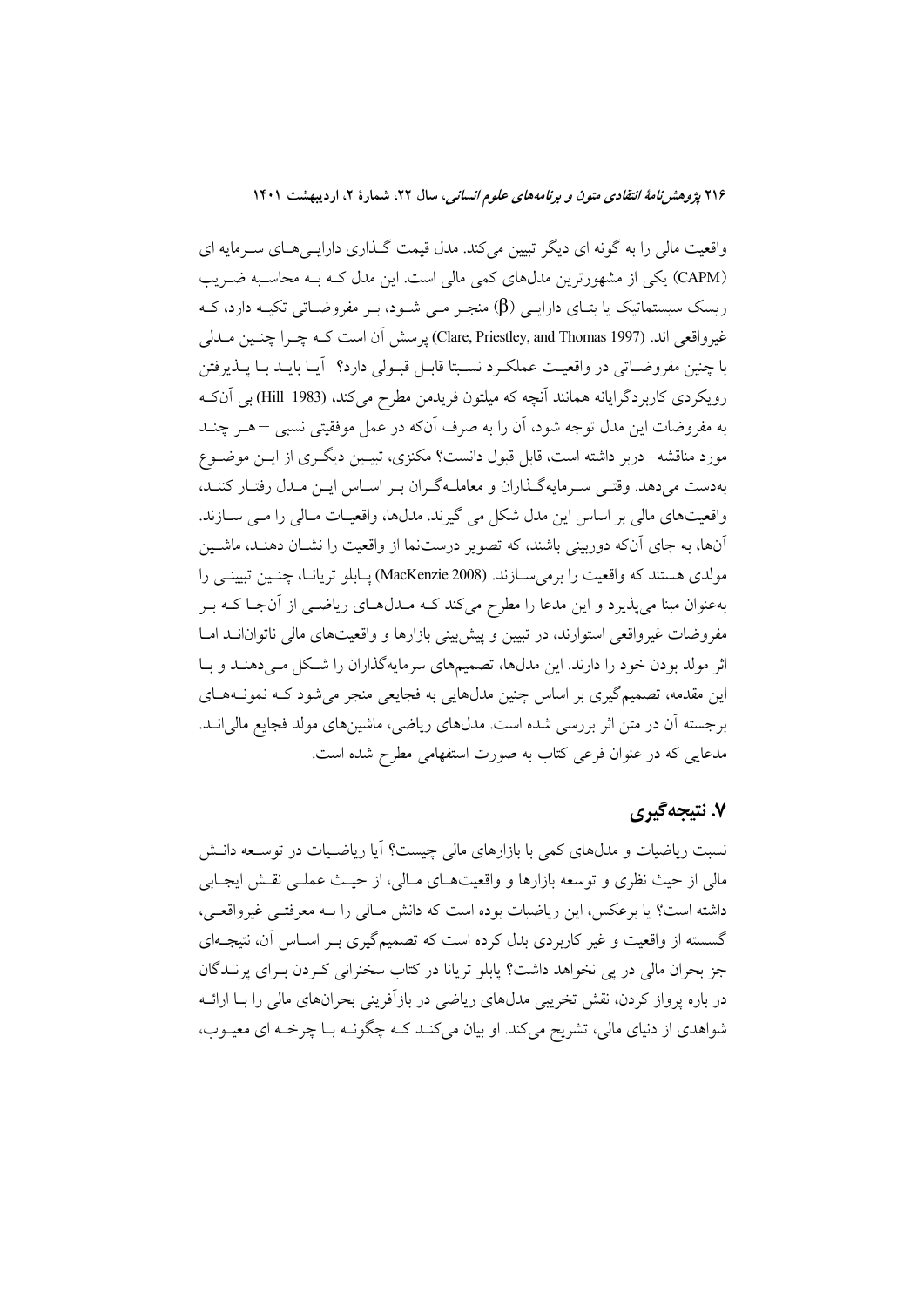واقعیت مالی را به گونه ای دیگر تبیین می‌کند. مدل قیمت گذاری دارایی‌های سرمایه ای (CAPM) یکی از مشهورترین مدل‌های کمی مالی است. این مدل که به محاسبه ضریب ریسک سیستماتیک یا بتای دارایی ($\beta$) منجر می شود، بر مفروضاتی تکیه دارد، که غیرواقعی اند. (Clare, Priestley, and Thomas 1997) پرسش آن است که چرا چنین مدلی با چنین مفروضاتی در واقعیت عملکرد نسبتا قابل قبولی دارد؟ آیا باید با پذیرفتن رویکردی کاربردگرایانه همانند آنچه که میلتون فریدمن مطرح می‌کند، (Hill 1983) بی آن‌که به مفروضات این مدل توجه شود، آن را به صرف آن‌که در عمل موفقیتی نسبی – هر چند مورد مناقشه– دربر داشته است، قابل قبول دانست؟ مکنزی، تبیین دیگری از این موضوع به‌دست می‌دهد. وقتی سرمایه‌گذاران و معامله‌گران بر اساس این مدل رفتار کنند، واقعیت‌های مالی بر اساس این مدل شکل می گیرند. مدل‌ها، واقعیات مالی را می سازند. آن‌ها، به جای آن‌که دوربینی باشند، که تصویر درست‌نما از واقعیت را نشان دهند، ماشین مولدی هستند که واقعیت را برمی‌سازند. (MacKenzie 2008) پابلو تریانا، چنین تبیینی را به‌عنوان مبنا می‌پذیرد و این مدعا را مطرح می‌کند که مدل‌های ریاضی از آن‌جا که بر مفروضات غیرواقعی استوارند، در تبیین و پیش‌بینی بازارها و واقعیت‌های مالی ناتوانند اما اثر مولد بودن خود را دارند. این مدل‌ها، تصمیم‌های سرمایه‌گذاران را شکل می‌دهند و با این مقدمه، تصمیم‌گیری بر اساس چنین مدل‌هایی به فجایعی منجر می‌شود که نمونه‌های برجسته آن در متن اثر بررسی شده است. مدل‌های ریاضی، ماشین‌های مولد فجایع مالی‌اند. مدعایی که در عنوان فرعی کتاب به صورت استفهامی مطرح شده است.

## ۷. نتیجه‌گیری

نسبت ریاضیات و مدل‌های کمی با بازارهای مالی چیست؟ آیا ریاضیات در توسعه دانش مالی از حیث نظری و توسعه بازارها و واقعیت‌های مالی، از حیث عملی نقش ایجابی داشته است؟ یا برعکس، این ریاضیات بوده است که دانش مالی را به معرفتی غیرواقعی، گسسته از واقعیت و غیر کاربردی بدل کرده است که تصمیم‌گیری بر اساس آن، نتیجه‌ای جز بحران مالی در پی نخواهد داشت؟ پابلو تریانا در کتاب سخنرانی کردن برای پرندگان در باره پرواز کردن، نقش تخریبی مدل‌های ریاضی در بازآفرینی بحران‌های مالی را با ارائه شواهدی از دنیای مالی، تشریح می‌کند. او بیان می‌کند که چگونه با چرخه ای معیوب،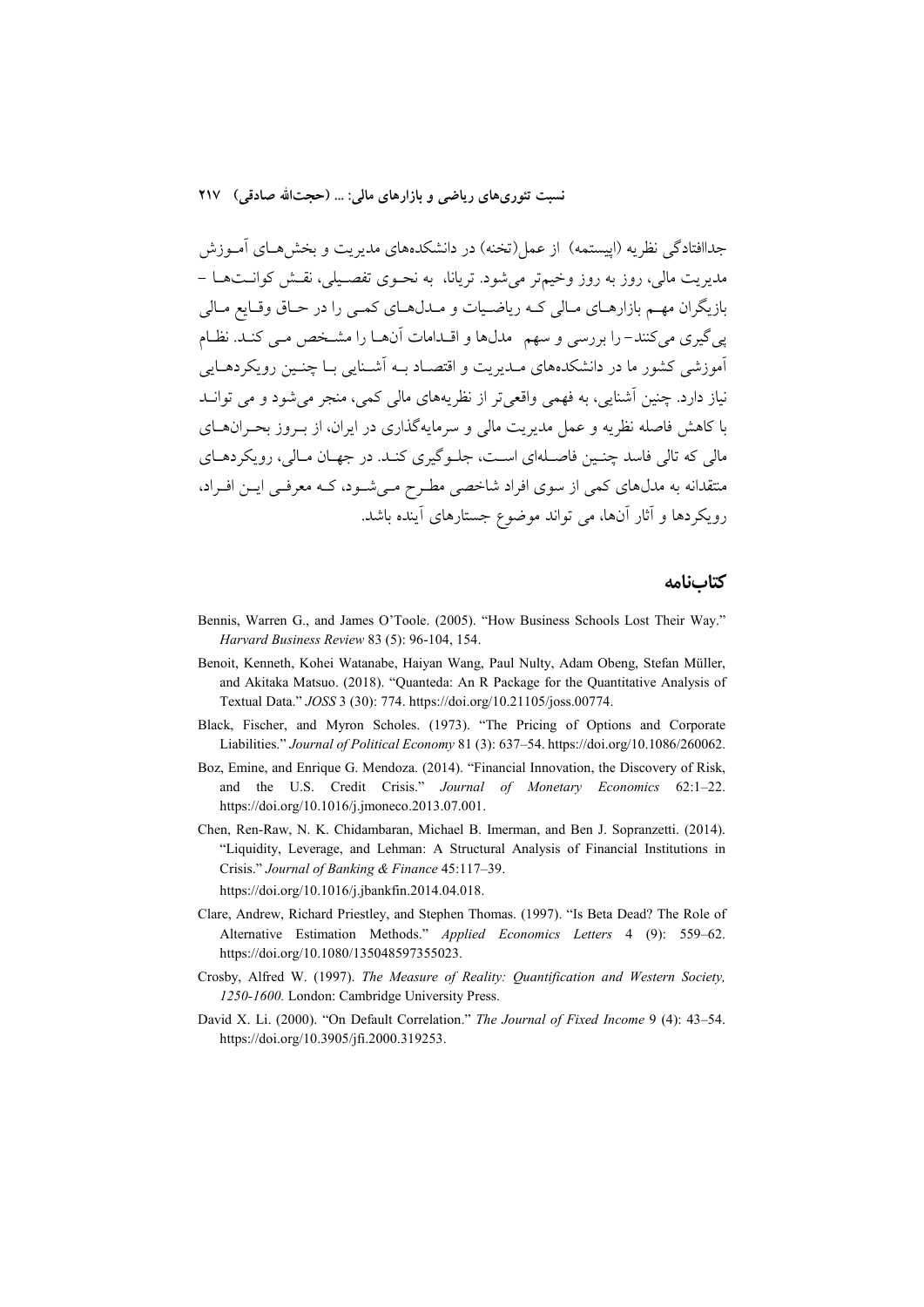جداافتادگی نظریه (اپیستمه) از عمل(تخنه) در دانشکده‌های مدیریت و بخش‌های آموزش مدیریت مالی، روز به روز وخیم‌تر می‌شود. تریانا، به نحوی تفصیلی، نقش کوانت‌ها – بازیگران مهم بازارهای مالی که ریاضیات و مدل‌های کمی را در حاق وقایع مالی پی‌گیری می‌کنند– را بررسی و سهم مدلها و اقدامات آن‌ها را مشخص می کند. نظام آموزشی کشور ما در دانشکده‌های مدیریت و اقتصاد به آشنایی با چنین رویکردهایی نیاز دارد. چنین آشنایی، به فهمی واقعی‌تر از نظریه‌های مالی کمی، منجر می‌شود و می تواند با کاهش فاصله نظریه و عمل مدیریت مالی و سرمایه‌گذاری در ایران، از بروز بحران‌های مالی که تالی فاسد چنین فاصله‌ای است، جلوگیری کند. در جهان مالی، رویکردهای منتقدانه به مدل‌های کمی از سوی افراد شاخصی مطرح می‌شود، که معرفی این افراد، رویکردها و آثار آن‌ها، می تواند موضوع جستارهای آینده باشد.

## کتاب‌نامه

Bennis, Warren G., and James O'Toole. (2005). "How Business Schools Lost Their Way." *Harvard Business Review* 83 (5): 96-104, 154.

Benoit, Kenneth, Kohei Watanabe, Haiyan Wang, Paul Nulty, Adam Obeng, Stefan Müller, and Akitaka Matsuo. (2018). "Quanteda: An R Package for the Quantitative Analysis of Textual Data." *JOSS* 3 (30): 774. https://doi.org/10.21105/joss.00774.

Black, Fischer, and Myron Scholes. (1973). "The Pricing of Options and Corporate Liabilities." *Journal of Political Economy* 81 (3): 637–54. https://doi.org/10.1086/260062.

Boz, Emine, and Enrique G. Mendoza. (2014). "Financial Innovation, the Discovery of Risk, and the U.S. Credit Crisis." *Journal of Monetary Economics* 62:1–22. https://doi.org/10.1016/j.jmoneco.2013.07.001.

Chen, Ren-Raw, N. K. Chidambaran, Michael B. Imerman, and Ben J. Sopranzetti. (2014). "Liquidity, Leverage, and Lehman: A Structural Analysis of Financial Institutions in Crisis." *Journal of Banking & Finance* 45:117–39. https://doi.org/10.1016/j.jbankfin.2014.04.018.

Clare, Andrew, Richard Priestley, and Stephen Thomas. (1997). "Is Beta Dead? The Role of Alternative Estimation Methods." *Applied Economics Letters* 4 (9): 559–62. https://doi.org/10.1080/135048597355023.

Crosby, Alfred W. (1997). *The Measure of Reality: Quantification and Western Society, 1250-1600.* London: Cambridge University Press.

David X. Li. (2000). "On Default Correlation." *The Journal of Fixed Income* 9 (4): 43–54. https://doi.org/10.3905/jfi.2000.319253.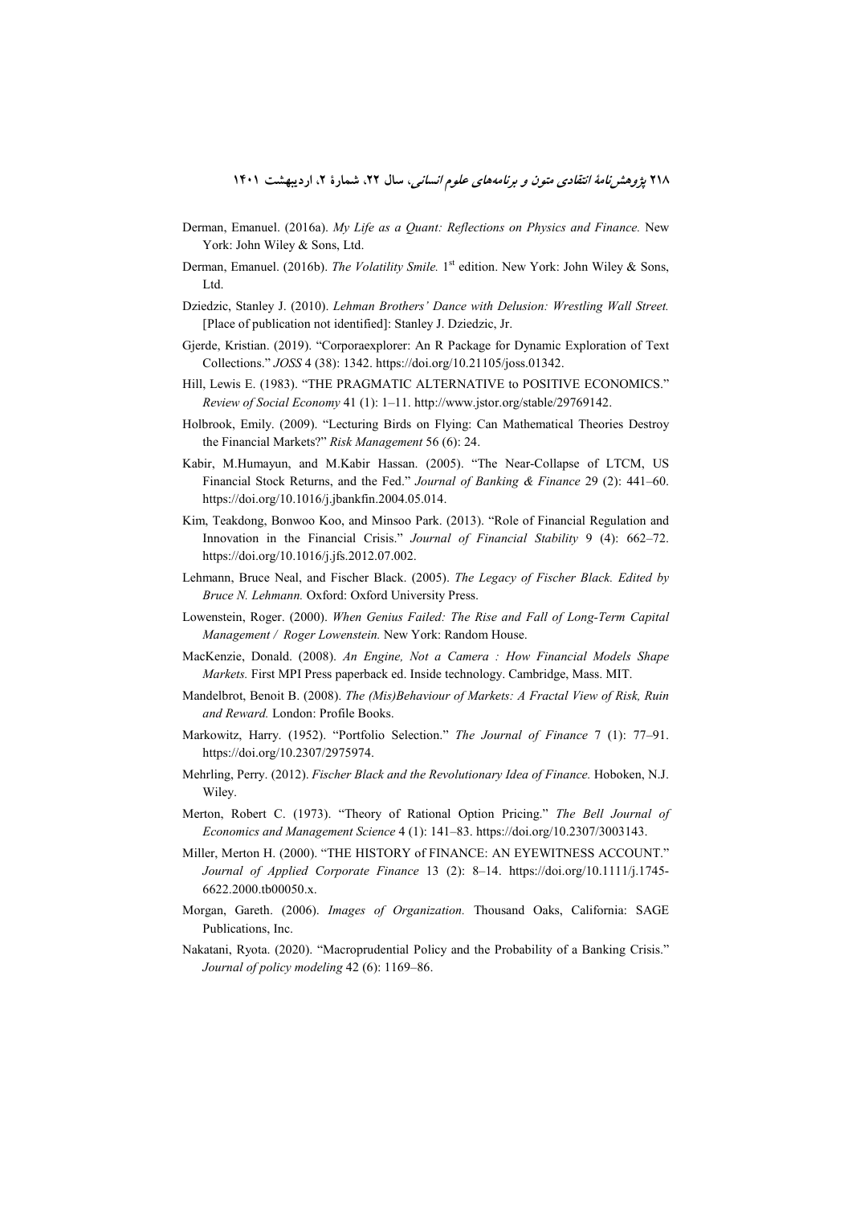Derman, Emanuel. (2016a). *My Life as a Quant: Reflections on Physics and Finance.* New York: John Wiley & Sons, Ltd.

Derman, Emanuel. (2016b). *The Volatility Smile.* 1st edition. New York: John Wiley & Sons, Ltd.

Dziedzic, Stanley J. (2010). *Lehman Brothers' Dance with Delusion: Wrestling Wall Street.* [Place of publication not identified]: Stanley J. Dziedzic, Jr.

Gjerde, Kristian. (2019). "Corporaexplorer: An R Package for Dynamic Exploration of Text Collections." *JOSS* 4 (38): 1342. https://doi.org/10.21105/joss.01342.

Hill, Lewis E. (1983). "THE PRAGMATIC ALTERNATIVE to POSITIVE ECONOMICS." *Review of Social Economy* 41 (1): 1–11. http://www.jstor.org/stable/29769142.

Holbrook, Emily. (2009). "Lecturing Birds on Flying: Can Mathematical Theories Destroy the Financial Markets?" *Risk Management* 56 (6): 24.

Kabir, M.Humayun, and M.Kabir Hassan. (2005). "The Near-Collapse of LTCM, US Financial Stock Returns, and the Fed." *Journal of Banking & Finance* 29 (2): 441–60. https://doi.org/10.1016/j.jbankfin.2004.05.014.

Kim, Teakdong, Bonwoo Koo, and Minsoo Park. (2013). "Role of Financial Regulation and Innovation in the Financial Crisis." *Journal of Financial Stability* 9 (4): 662–72. https://doi.org/10.1016/j.jfs.2012.07.002.

Lehmann, Bruce Neal, and Fischer Black. (2005). *The Legacy of Fischer Black. Edited by Bruce N. Lehmann.* Oxford: Oxford University Press.

Lowenstein, Roger. (2000). *When Genius Failed: The Rise and Fall of Long-Term Capital Management / Roger Lowenstein.* New York: Random House.

MacKenzie, Donald. (2008). *An Engine, Not a Camera : How Financial Models Shape Markets.* First MPI Press paperback ed. Inside technology. Cambridge, Mass. MIT.

Mandelbrot, Benoit B. (2008). *The (Mis)Behaviour of Markets: A Fractal View of Risk, Ruin and Reward.* London: Profile Books.

Markowitz, Harry. (1952). "Portfolio Selection." *The Journal of Finance* 7 (1): 77–91. https://doi.org/10.2307/2975974.

Mehrling, Perry. (2012). *Fischer Black and the Revolutionary Idea of Finance.* Hoboken, N.J. Wiley.

Merton, Robert C. (1973). "Theory of Rational Option Pricing." *The Bell Journal of Economics and Management Science* 4 (1): 141–83. https://doi.org/10.2307/3003143.

Miller, Merton H. (2000). "THE HISTORY of FINANCE: AN EYEWITNESS ACCOUNT." *Journal of Applied Corporate Finance* 13 (2): 8–14. https://doi.org/10.1111/j.1745-6622.2000.tb00050.x.

Morgan, Gareth. (2006). *Images of Organization.* Thousand Oaks, California: SAGE Publications, Inc.

Nakatani, Ryota. (2020). "Macroprudential Policy and the Probability of a Banking Crisis." *Journal of policy modeling* 42 (6): 1169–86.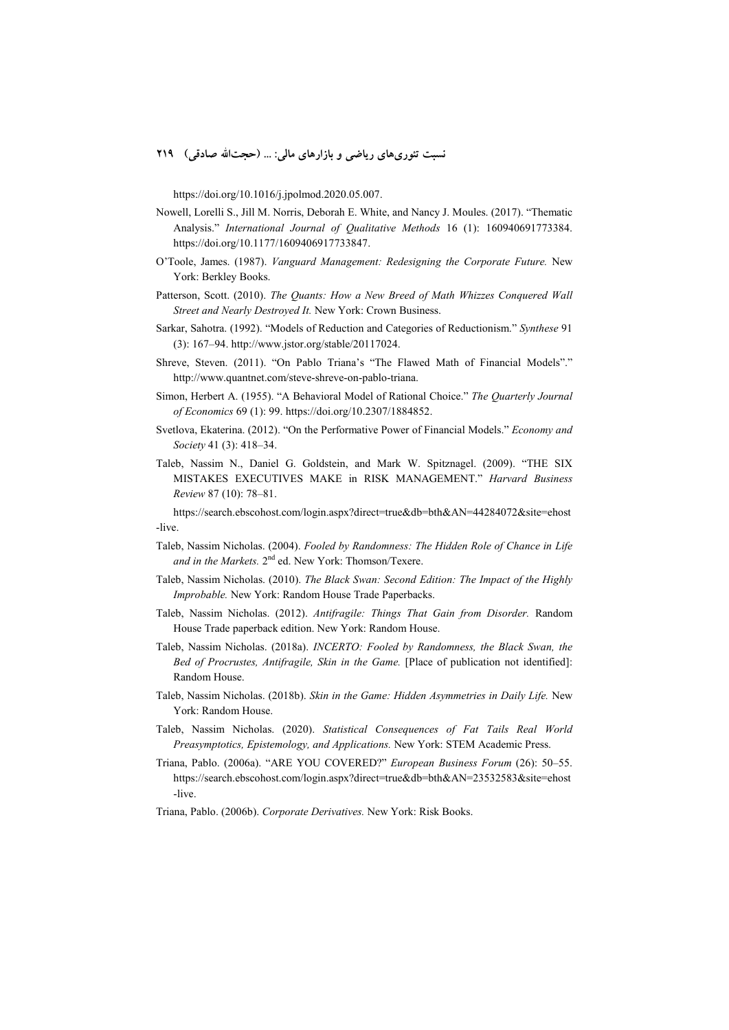https://doi.org/10.1016/j.jpolmod.2020.05.007.

Nowell, Lorelli S., Jill M. Norris, Deborah E. White, and Nancy J. Moules. (2017). "Thematic Analysis." *International Journal of Qualitative Methods* 16 (1): 160940691773384. https://doi.org/10.1177/1609406917733847.

O'Toole, James. (1987). *Vanguard Management: Redesigning the Corporate Future.* New York: Berkley Books.

Patterson, Scott. (2010). *The Quants: How a New Breed of Math Whizzes Conquered Wall Street and Nearly Destroyed It.* New York: Crown Business.

Sarkar, Sahotra. (1992). "Models of Reduction and Categories of Reductionism." *Synthese* 91 (3): 167–94. http://www.jstor.org/stable/20117024.

Shreve, Steven. (2011). "On Pablo Triana's "The Flawed Math of Financial Models"." http://www.quantnet.com/steve-shreve-on-pablo-triana.

Simon, Herbert A. (1955). "A Behavioral Model of Rational Choice." *The Quarterly Journal of Economics* 69 (1): 99. https://doi.org/10.2307/1884852.

Svetlova, Ekaterina. (2012). "On the Performative Power of Financial Models." *Economy and Society* 41 (3): 418–34.

Taleb, Nassim N., Daniel G. Goldstein, and Mark W. Spitznagel. (2009). "THE SIX MISTAKES EXECUTIVES MAKE in RISK MANAGEMENT." *Harvard Business Review* 87 (10): 78–81.

https://search.ebscohost.com/login.aspx?direct=true&db=bth&AN=44284072&site=ehost-live.

Taleb, Nassim Nicholas. (2004). *Fooled by Randomness: The Hidden Role of Chance in Life and in the Markets.* 2nd ed. New York: Thomson/Texere.

Taleb, Nassim Nicholas. (2010). *The Black Swan: Second Edition: The Impact of the Highly Improbable.* New York: Random House Trade Paperbacks.

Taleb, Nassim Nicholas. (2012). *Antifragile: Things That Gain from Disorder.* Random House Trade paperback edition. New York: Random House.

Taleb, Nassim Nicholas. (2018a). *INCERTO: Fooled by Randomness, the Black Swan, the Bed of Procrustes, Antifragile, Skin in the Game.* [Place of publication not identified]: Random House.

Taleb, Nassim Nicholas. (2018b). *Skin in the Game: Hidden Asymmetries in Daily Life.* New York: Random House.

Taleb, Nassim Nicholas. (2020). *Statistical Consequences of Fat Tails Real World Preasymptotics, Epistemology, and Applications.* New York: STEM Academic Press.

Triana, Pablo. (2006a). "ARE YOU COVERED?" *European Business Forum* (26): 50–55. https://search.ebscohost.com/login.aspx?direct=true&db=bth&AN=23532583&site=ehost-live.

Triana, Pablo. (2006b). *Corporate Derivatives.* New York: Risk Books.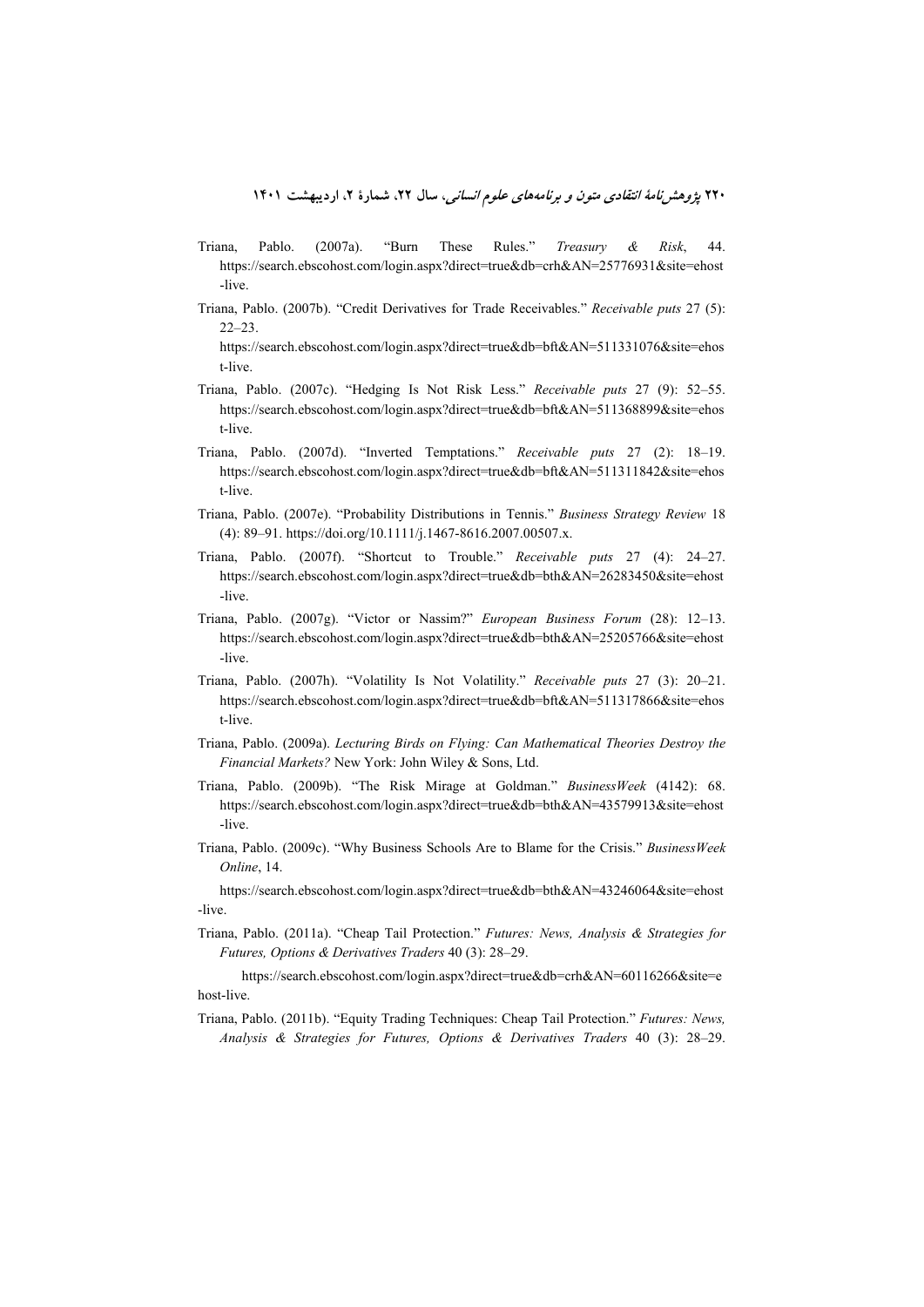Triana, Pablo. (2007a). “Burn These Rules.” *Treasury & Risk*, 44. https://search.ebscohost.com/login.aspx?direct=true&db=crh&AN=25776931&site=ehost-live.

Triana, Pablo. (2007b). “Credit Derivatives for Trade Receivables.” *Receivable puts* 27 (5): 22–23. https://search.ebscohost.com/login.aspx?direct=true&db=bft&AN=511331076&site=ehost-live.

Triana, Pablo. (2007c). “Hedging Is Not Risk Less.” *Receivable puts* 27 (9): 52–55. https://search.ebscohost.com/login.aspx?direct=true&db=bft&AN=511368899&site=ehost-live.

Triana, Pablo. (2007d). “Inverted Temptations.” *Receivable puts* 27 (2): 18–19. https://search.ebscohost.com/login.aspx?direct=true&db=bft&AN=511311842&site=ehost-live.

Triana, Pablo. (2007e). “Probability Distributions in Tennis.” *Business Strategy Review* 18 (4): 89–91. https://doi.org/10.1111/j.1467-8616.2007.00507.x.

Triana, Pablo. (2007f). “Shortcut to Trouble.” *Receivable puts* 27 (4): 24–27. https://search.ebscohost.com/login.aspx?direct=true&db=bth&AN=26283450&site=ehost-live.

Triana, Pablo. (2007g). “Victor or Nassim?” *European Business Forum* (28): 12–13. https://search.ebscohost.com/login.aspx?direct=true&db=bth&AN=25205766&site=ehost-live.

Triana, Pablo. (2007h). “Volatility Is Not Volatility.” *Receivable puts* 27 (3): 20–21. https://search.ebscohost.com/login.aspx?direct=true&db=bft&AN=511317866&site=ehost-live.

Triana, Pablo. (2009a). *Lecturing Birds on Flying: Can Mathematical Theories Destroy the Financial Markets?* New York: John Wiley & Sons, Ltd.

Triana, Pablo. (2009b). “The Risk Mirage at Goldman.” *BusinessWeek* (4142): 68. https://search.ebscohost.com/login.aspx?direct=true&db=bth&AN=43579913&site=ehost-live.

Triana, Pablo. (2009c). “Why Business Schools Are to Blame for the Crisis.” *BusinessWeek Online*, 14. https://search.ebscohost.com/login.aspx?direct=true&db=bth&AN=43246064&site=ehost-live.

Triana, Pablo. (2011a). “Cheap Tail Protection.” *Futures: News, Analysis & Strategies for Futures, Options & Derivatives Traders* 40 (3): 28–29. https://search.ebscohost.com/login.aspx?direct=true&db=crh&AN=60116266&site=ehost-live.

Triana, Pablo. (2011b). “Equity Trading Techniques: Cheap Tail Protection.” *Futures: News, Analysis & Strategies for Futures, Options & Derivatives Traders* 40 (3): 28–29.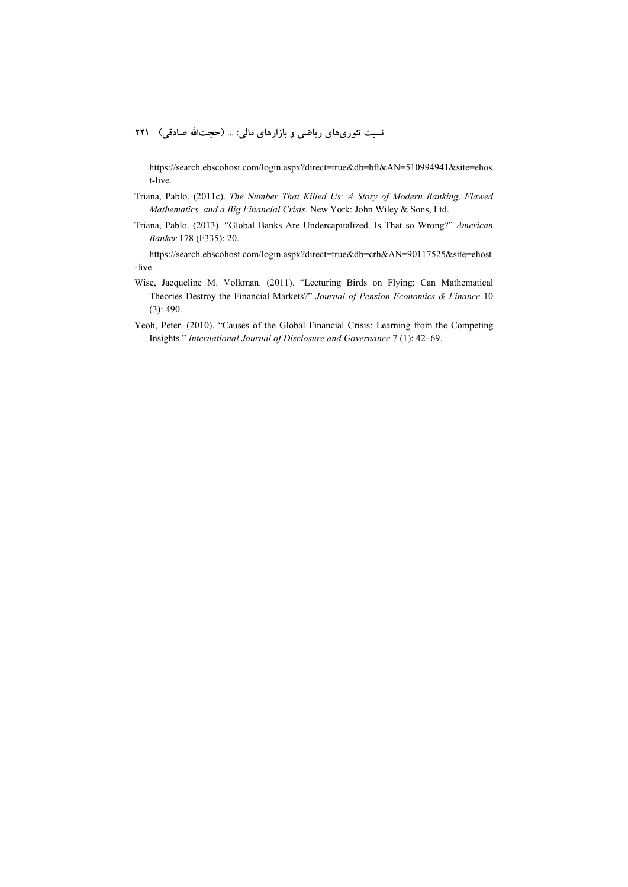https://search.ebscohost.com/login.aspx?direct=true&db=bft&AN=510994941&site=ehost-live.

Triana, Pablo. (2011c). *The Number That Killed Us: A Story of Modern Banking, Flawed Mathematics, and a Big Financial Crisis.* New York: John Wiley & Sons, Ltd.

Triana, Pablo. (2013). "Global Banks Are Undercapitalized. Is That so Wrong?" *American Banker* 178 (F335): 20.

https://search.ebscohost.com/login.aspx?direct=true&db=crh&AN=90117525&site=ehost-live.

Wise, Jacqueline M. Volkman. (2011). "Lecturing Birds on Flying: Can Mathematical Theories Destroy the Financial Markets?" *Journal of Pension Economics & Finance* 10 (3): 490.

Yeoh, Peter. (2010). "Causes of the Global Financial Crisis: Learning from the Competing Insights." *International Journal of Disclosure and Governance* 7 (1): 42–69.